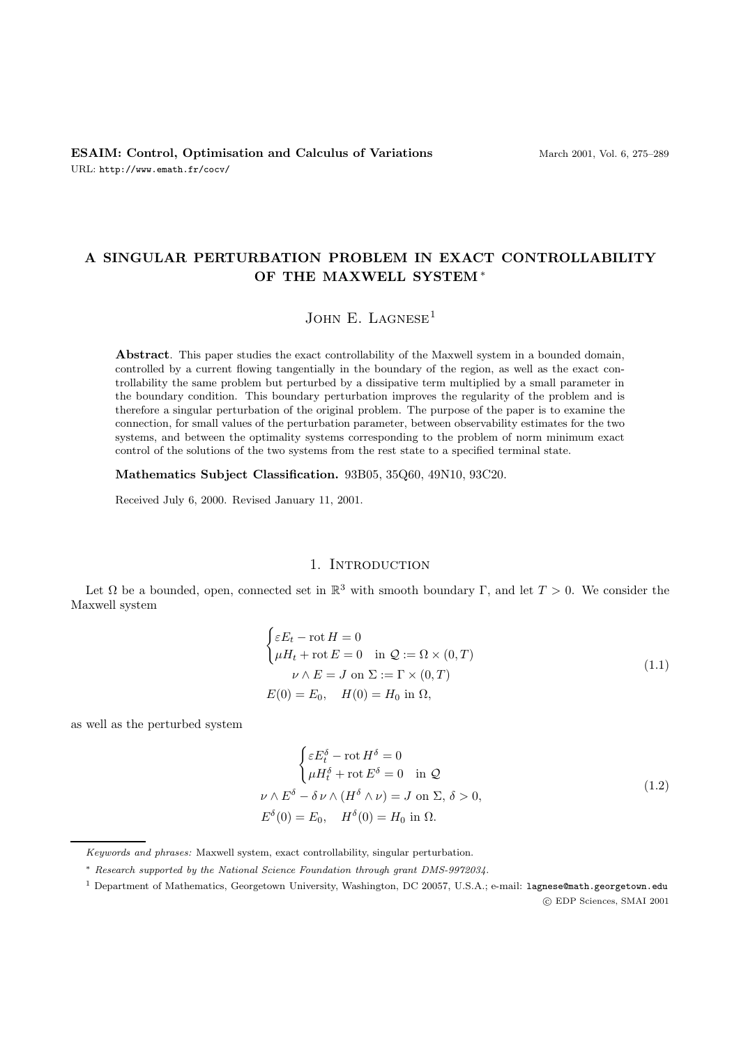# A SINGULAR PERTURBATION PROBLEM IN EXACT CONTROLLABILITY OF THE MAXWELL SYSTEM *

John E. Lagnese[1]

**Abstract**. This paper studies the exact controllability of the Maxwell system in a bounded domain, controlled by a current flowing tangentially in the boundary of the region, as well as the exact controllability the same problem but perturbed by a dissipative term multiplied by a small parameter in the boundary condition. This boundary perturbation improves the regularity of the problem and is therefore a singular perturbation of the original problem. The purpose of the paper is to examine the connection, for small values of the perturbation parameter, between observability estimates for the two systems, and between the optimality systems corresponding to the problem of norm minimum exact control of the solutions of the two systems from the rest state to a specified terminal state.

**Mathematics Subject Classification.** 93B05, 35Q60, 49N10, 93C20.

Received July 6, 2000. Revised January 11, 2001.

## 1. Introduction

Let $\Omega$ be a bounded, open, connected set in $\mathbb{R}^3$ with smooth boundary $\Gamma$, and let $T > 0$. We consider the Maxwell system

$$
\begin{cases} \varepsilon E_t - \operatorname{rot} H = 0 \\ \mu H_t + \operatorname{rot} E = 0 \quad \text{in } \mathcal{Q} := \Omega \times (0,T) \end{cases}
$$
$$
\nu \wedge E = J \text{ on } \Sigma := \Gamma \times (0,T) \tag{1.1}
$$
$$
E(0) = E_0, \quad H(0) = H_0 \text{ in } \Omega,
$$

as well as the perturbed system

$$
\begin{cases} \varepsilon E^\delta_t - \operatorname{rot} H^\delta = 0 \\ \mu H^\delta_t + \operatorname{rot} E^\delta = 0 \quad \text{in } \mathcal{Q} \end{cases}
$$
$$
\nu \wedge E^\delta - \delta\, \nu \wedge (H^\delta \wedge \nu) = J \text{ on } \Sigma,\ \delta > 0, \tag{1.2}
$$
$$
E^\delta(0) = E_0, \quad H^\delta(0) = H_0 \text{ in } \Omega.
$$

---

*Keywords and phrases:* Maxwell system, exact controllability, singular perturbation.

\* *Research supported by the National Science Foundation through grant DMS-9972034.*

[1] Department of Mathematics, Georgetown University, Washington, DC 20057, U.S.A.; e-mail: lagnese@math.georgetown.edu

© EDP Sciences, SMAI 2001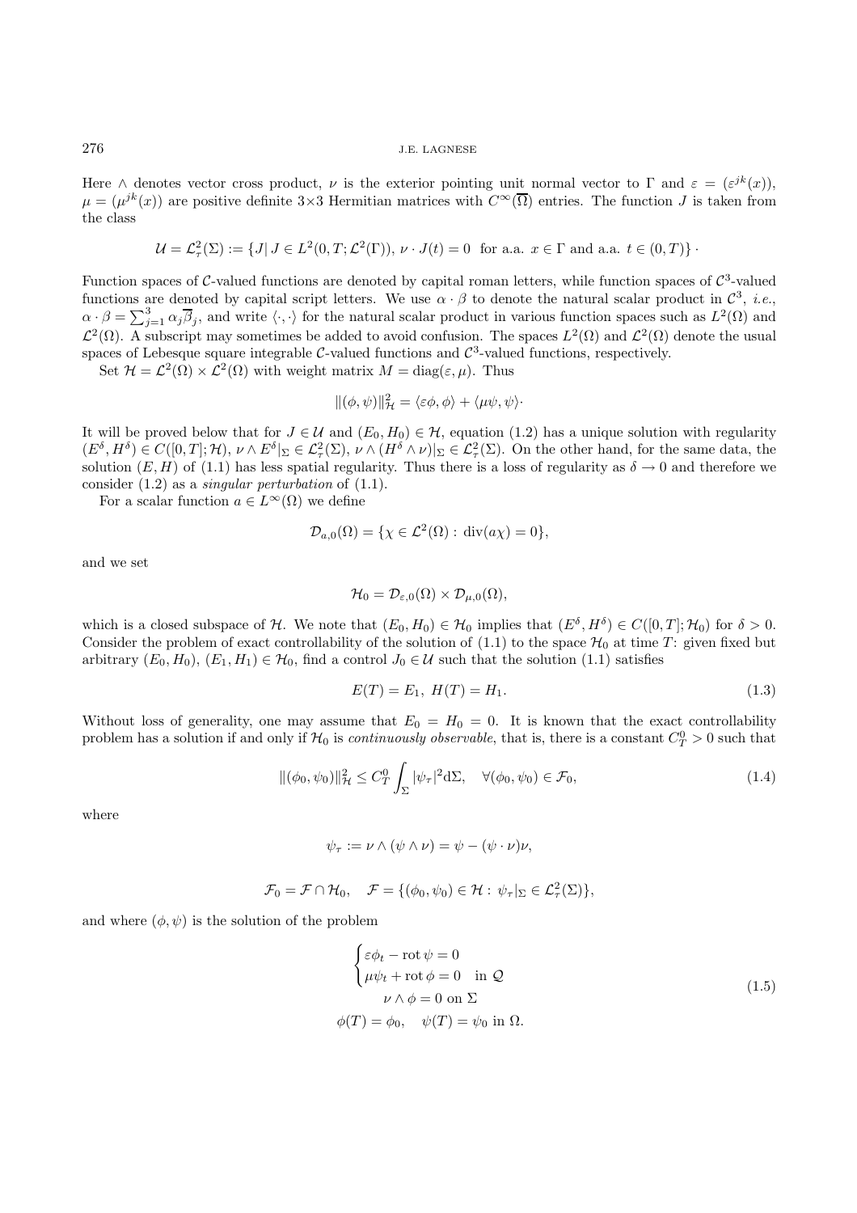Here $\wedge$ denotes vector cross product, $\nu$ is the exterior pointing unit normal vector to $\Gamma$ and $\varepsilon = (\varepsilon^{jk}(x))$, $\mu = (\mu^{jk}(x))$ are positive definite 3×3 Hermitian matrices with $C^\infty(\overline{\Omega})$ entries. The function $J$ is taken from the class

$$\mathcal{U} = \mathcal{L}^2_\tau(\Sigma) := \{J |\, J \in L^2(0,T;\mathcal{L}^2(\Gamma)),\ \nu \cdot J(t) = 0 \text{ for a.a. } x \in \Gamma \text{ and a.a. } t \in (0,T)\}\cdot$$

Function spaces of $\mathcal{C}$-valued functions are denoted by capital roman letters, while function spaces of $\mathcal{C}^3$-valued functions are denoted by capital script letters. We use $\alpha \cdot \beta$ to denote the natural scalar product in $\mathcal{C}^3$, *i.e.*, $\alpha \cdot \beta = \sum_{j=1}^3 \alpha_j \overline{\beta}_j$, and write $\langle \cdot, \cdot \rangle$ for the natural scalar product in various function spaces such as $L^2(\Omega)$ and $\mathcal{L}^2(\Omega)$. A subscript may sometimes be added to avoid confusion. The spaces $L^2(\Omega)$ and $\mathcal{L}^2(\Omega)$ denote the usual spaces of Lebesque square integrable $\mathcal{C}$-valued functions and $\mathcal{C}^3$-valued functions, respectively.

Set $\mathcal{H} = \mathcal{L}^2(\Omega) \times \mathcal{L}^2(\Omega)$ with weight matrix $M = \mathrm{diag}(\varepsilon, \mu)$. Thus

$$\|(\phi, \psi)\|^2_{\mathcal{H}} = \langle \varepsilon\phi, \phi \rangle + \langle \mu\psi, \psi \rangle\cdot$$

It will be proved below that for $J \in \mathcal{U}$ and $(E_0, H_0) \in \mathcal{H}$, equation (1.2) has a unique solution with regularity $(E^\delta, H^\delta) \in C([0,T];\mathcal{H})$, $\nu \wedge E^\delta|_\Sigma \in \mathcal{L}^2_\tau(\Sigma)$, $\nu \wedge (H^\delta \wedge \nu)|_\Sigma \in \mathcal{L}^2_\tau(\Sigma)$. On the other hand, for the same data, the solution $(E, H)$ of (1.1) has less spatial regularity. Thus there is a loss of regularity as $\delta \to 0$ and therefore we consider (1.2) as a *singular perturbation* of (1.1).

For a scalar function $a \in L^\infty(\Omega)$ we define

$$\mathcal{D}_{a,0}(\Omega) = \{\chi \in \mathcal{L}^2(\Omega) :\ \mathrm{div}(a\chi) = 0\},$$

and we set

$$\mathcal{H}_0 = \mathcal{D}_{\varepsilon,0}(\Omega) \times \mathcal{D}_{\mu,0}(\Omega),$$

which is a closed subspace of $\mathcal{H}$. We note that $(E_0, H_0) \in \mathcal{H}_0$ implies that $(E^\delta, H^\delta) \in C([0,T];\mathcal{H}_0)$ for $\delta > 0$. Consider the problem of exact controllability of the solution of (1.1) to the space $\mathcal{H}_0$ at time $T$: given fixed but arbitrary $(E_0, H_0)$, $(E_1, H_1) \in \mathcal{H}_0$, find a control $J_0 \in \mathcal{U}$ such that the solution (1.1) satisfies

$$E(T) = E_1,\ H(T) = H_1. \tag{1.3}$$

Without loss of generality, one may assume that $E_0 = H_0 = 0$. It is known that the exact controllability problem has a solution if and only if $\mathcal{H}_0$ is *continuously observable*, that is, there is a constant $C^0_T > 0$ such that

$$\|(\phi_0, \psi_0)\|^2_{\mathcal{H}} \le C^0_T \int_\Sigma |\psi_\tau|^2 \mathrm{d}\Sigma, \quad \forall (\phi_0, \psi_0) \in \mathcal{F}_0, \tag{1.4}$$

where

$$\psi_\tau := \nu \wedge (\psi \wedge \nu) = \psi - (\psi \cdot \nu)\nu,$$

$$\mathcal{F}_0 = \mathcal{F} \cap \mathcal{H}_0, \quad \mathcal{F} = \{(\phi_0, \psi_0) \in \mathcal{H} :\ \psi_\tau|_\Sigma \in \mathcal{L}^2_\tau(\Sigma)\},$$

and where $(\phi, \psi)$ is the solution of the problem

$$\begin{cases} \varepsilon\phi_t - \mathrm{rot}\,\psi = 0 \\ \mu\psi_t + \mathrm{rot}\,\phi = 0 \quad \text{in } \mathcal{Q} \\ \qquad \nu \wedge \phi = 0 \text{ on } \Sigma \\ \phi(T) = \phi_0, \quad \psi(T) = \psi_0 \text{ in } \Omega. \end{cases} \tag{1.5}$$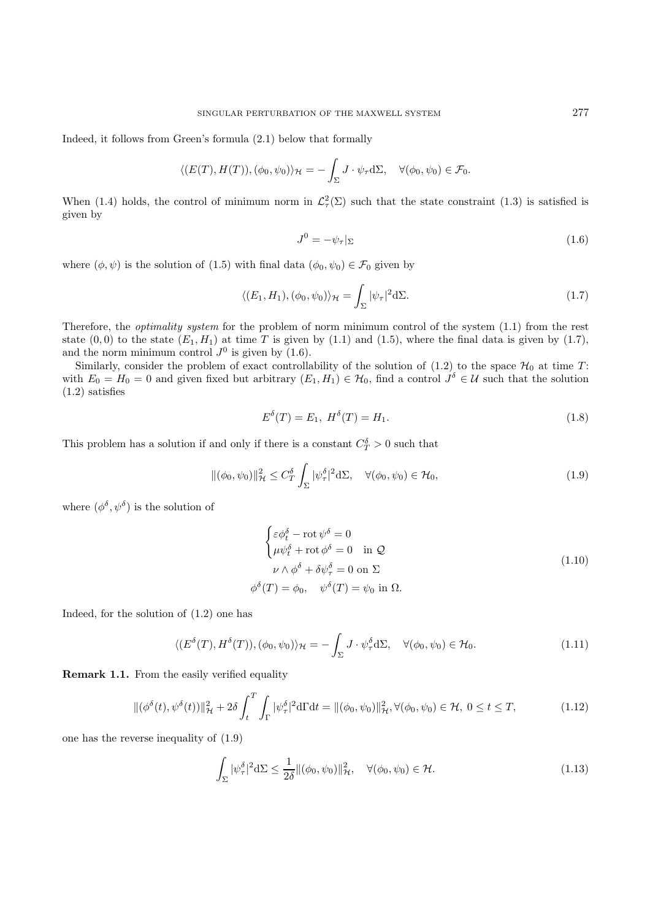Indeed, it follows from Green's formula (2.1) below that formally

$$\langle (E(T), H(T)), (\phi_0, \psi_0)\rangle_{\mathcal{H}} = -\int_{\Sigma} J \cdot \psi_\tau \mathrm{d}\Sigma, \quad \forall (\phi_0, \psi_0) \in \mathcal{F}_0.$$

When (1.4) holds, the control of minimum norm in $\mathcal{L}^2_\tau(\Sigma)$ such that the state constraint (1.3) is satisfied is given by

$$J^0 = -\psi_\tau|_\Sigma \tag{1.6}$$

where $(\phi, \psi)$ is the solution of (1.5) with final data $(\phi_0, \psi_0) \in \mathcal{F}_0$ given by

$$\langle (E_1, H_1), (\phi_0, \psi_0)\rangle_{\mathcal{H}} = \int_{\Sigma} |\psi_\tau|^2 \mathrm{d}\Sigma. \tag{1.7}$$

Therefore, the *optimality system* for the problem of norm minimum control of the system (1.1) from the rest state $(0, 0)$ to the state $(E_1, H_1)$ at time $T$ is given by (1.1) and (1.5), where the final data is given by (1.7), and the norm minimum control $J^0$ is given by (1.6).

Similarly, consider the problem of exact controllability of the solution of (1.2) to the space $\mathcal{H}_0$ at time $T$: with $E_0 = H_0 = 0$ and given fixed but arbitrary $(E_1, H_1) \in \mathcal{H}_0$, find a control $J^\delta \in \mathcal{U}$ such that the solution (1.2) satisfies

$$E^\delta(T) = E_1, \ H^\delta(T) = H_1. \tag{1.8}$$

This problem has a solution if and only if there is a constant $C^\delta_T > 0$ such that

$$\|(\phi_0, \psi_0)\|^2_{\mathcal{H}} \leq C^\delta_T \int_{\Sigma} |\psi^\delta_\tau|^2 \mathrm{d}\Sigma, \quad \forall (\phi_0, \psi_0) \in \mathcal{H}_0, \tag{1.9}$$

where $(\phi^\delta, \psi^\delta)$ is the solution of

$$\begin{cases} \varepsilon \phi^\delta_t - \operatorname{rot} \psi^\delta = 0 \\ \mu \psi^\delta_t + \operatorname{rot} \phi^\delta = 0 \quad \text{in } \mathcal{Q} \end{cases}$$
$$\nu \wedge \phi^\delta + \delta \psi^\delta_\tau = 0 \text{ on } \Sigma \tag{1.10}$$
$$\phi^\delta(T) = \phi_0, \quad \psi^\delta(T) = \psi_0 \text{ in } \Omega.$$

Indeed, for the solution of (1.2) one has

$$\langle (E^\delta(T), H^\delta(T)), (\phi_0, \psi_0)\rangle_{\mathcal{H}} = -\int_{\Sigma} J \cdot \psi^\delta_\tau \mathrm{d}\Sigma, \quad \forall (\phi_0, \psi_0) \in \mathcal{H}_0. \tag{1.11}$$

**Remark 1.1.** From the easily verified equality

$$\|(\phi^\delta(t), \psi^\delta(t))\|^2_{\mathcal{H}} + 2\delta \int_t^T \int_\Gamma |\psi^\delta_\tau|^2 \mathrm{d}\Gamma \mathrm{d}t = \|(\phi_0, \psi_0)\|^2_{\mathcal{H}}, \forall (\phi_0, \psi_0) \in \mathcal{H}, \ 0 \leq t \leq T, \tag{1.12}$$

one has the reverse inequality of (1.9)

$$\int_{\Sigma} |\psi^\delta_\tau|^2 \mathrm{d}\Sigma \leq \frac{1}{2\delta} \|(\phi_0, \psi_0)\|^2_{\mathcal{H}}, \quad \forall (\phi_0, \psi_0) \in \mathcal{H}. \tag{1.13}$$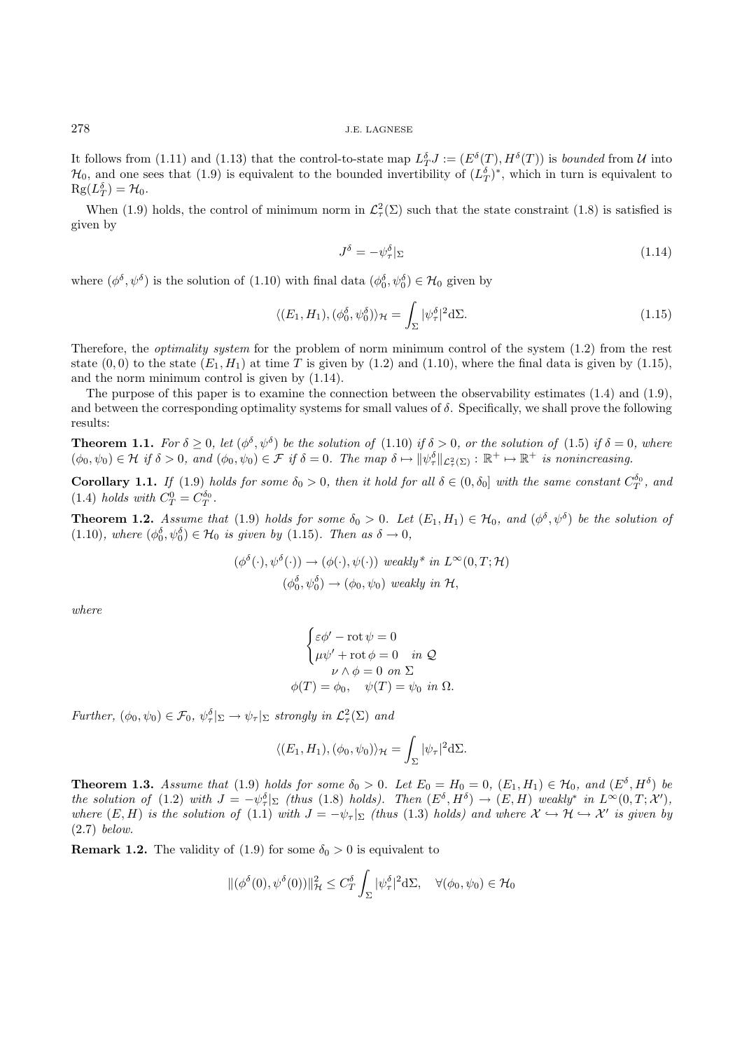It follows from (1.11) and (1.13) that the control-to-state map $L_T^\delta J := (E^\delta(T), H^\delta(T))$ is *bounded* from $\mathcal{U}$ into $\mathcal{H}_0$, and one sees that (1.9) is equivalent to the bounded invertibility of $(L_T^\delta)^*$, which in turn is equivalent to $\mathrm{Rg}(L_T^\delta) = \mathcal{H}_0$.

When (1.9) holds, the control of minimum norm in $\mathcal{L}^2_\tau(\Sigma)$ such that the state constraint (1.8) is satisfied is given by

$$J^\delta = -\psi^\delta_\tau|_\Sigma \tag{1.14}$$

where $(\phi^\delta, \psi^\delta)$ is the solution of (1.10) with final data $(\phi_0^\delta, \psi_0^\delta) \in \mathcal{H}_0$ given by

$$\langle (E_1, H_1), (\phi_0^\delta, \psi_0^\delta)\rangle_{\mathcal{H}} = \int_\Sigma |\psi_\tau^\delta|^2 \mathrm{d}\Sigma. \tag{1.15}$$

Therefore, the *optimality system* for the problem of norm minimum control of the system (1.2) from the rest state $(0, 0)$ to the state $(E_1, H_1)$ at time $T$ is given by (1.2) and (1.10), where the final data is given by (1.15), and the norm minimum control is given by (1.14).

The purpose of this paper is to examine the connection between the observability estimates (1.4) and (1.9), and between the corresponding optimality systems for small values of $\delta$. Specifically, we shall prove the following results:

**Theorem 1.1.** *For $\delta \geq 0$, let $(\phi^\delta, \psi^\delta)$ be the solution of (1.10) if $\delta > 0$, or the solution of (1.5) if $\delta = 0$, where $(\phi_0, \psi_0) \in \mathcal{H}$ if $\delta > 0$, and $(\phi_0, \psi_0) \in \mathcal{F}$ if $\delta = 0$. The map $\delta \mapsto \|\psi_\tau^\delta\|_{\mathcal{L}^2_\tau(\Sigma)} : \mathbb{R}^+ \mapsto \mathbb{R}^+$ is nonincreasing.*

**Corollary 1.1.** *If (1.9) holds for some $\delta_0 > 0$, then it hold for all $\delta \in (0, \delta_0]$ with the same constant $C_T^{\delta_0}$, and (1.4) holds with $C_T^0 = C_T^{\delta_0}$.*

**Theorem 1.2.** *Assume that (1.9) holds for some $\delta_0 > 0$. Let $(E_1, H_1) \in \mathcal{H}_0$, and $(\phi^\delta, \psi^\delta)$ be the solution of (1.10), where $(\phi_0^\delta, \psi_0^\delta) \in \mathcal{H}_0$ is given by (1.15). Then as $\delta \to 0$,*

$$(\phi^\delta(\cdot), \psi^\delta(\cdot)) \to (\phi(\cdot), \psi(\cdot)) \text{ weakly* in } L^\infty(0, T; \mathcal{H})$$
$$(\phi_0^\delta, \psi_0^\delta) \to (\phi_0, \psi_0) \text{ weakly in } \mathcal{H},$$

*where*

$$\begin{cases} \varepsilon\phi' - \mathrm{rot}\,\psi = 0 \\ \mu\psi' + \mathrm{rot}\,\phi = 0 \quad \text{in } \mathcal{Q} \end{cases}$$
$$\nu \wedge \phi = 0 \text{ on } \Sigma$$
$$\phi(T) = \phi_0, \quad \psi(T) = \psi_0 \text{ in } \Omega.$$

*Further, $(\phi_0, \psi_0) \in \mathcal{F}_0$, $\psi_\tau^\delta|_\Sigma \to \psi_\tau|_\Sigma$ strongly in $\mathcal{L}^2_\tau(\Sigma)$ and*

$$\langle (E_1, H_1), (\phi_0, \psi_0)\rangle_{\mathcal{H}} = \int_\Sigma |\psi_\tau|^2 \mathrm{d}\Sigma.$$

**Theorem 1.3.** *Assume that (1.9) holds for some $\delta_0 > 0$. Let $E_0 = H_0 = 0$, $(E_1, H_1) \in \mathcal{H}_0$, and $(E^\delta, H^\delta)$ be the solution of (1.2) with $J = -\psi_\tau^\delta|_\Sigma$ (thus (1.8) holds). Then $(E^\delta, H^\delta) \to (E, H)$ weakly* in $L^\infty(0, T; \mathcal{X}')$, where $(E, H)$ is the solution of (1.1) with $J = -\psi_\tau|_\Sigma$ (thus (1.3) holds) and where $\mathcal{X} \hookrightarrow \mathcal{H} \hookrightarrow \mathcal{X}'$ is given by (2.7) below.*

**Remark 1.2.** The validity of (1.9) for some $\delta_0 > 0$ is equivalent to

$$\|(\phi^\delta(0), \psi^\delta(0))\|^2_{\mathcal{H}} \leq C_T^\delta \int_\Sigma |\psi_\tau^\delta|^2 \mathrm{d}\Sigma, \quad \forall (\phi_0, \psi_0) \in \mathcal{H}_0$$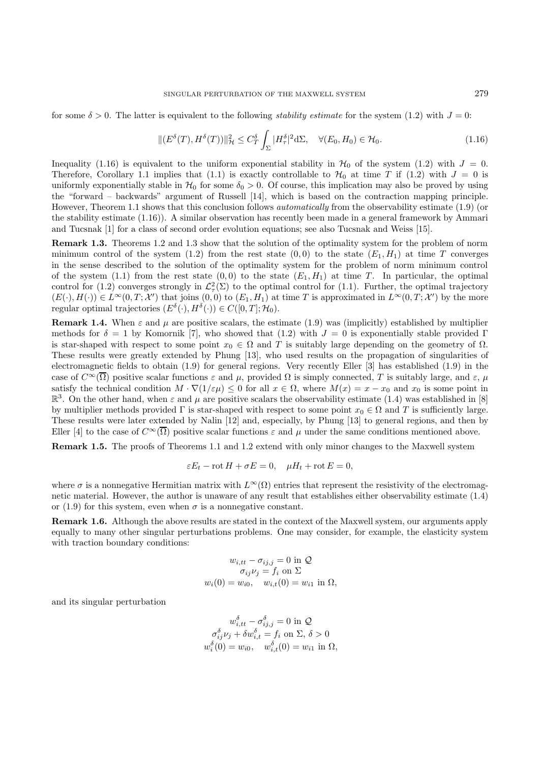for some $\delta > 0$. The latter is equivalent to the following *stability estimate* for the system (1.2) with $J = 0$:

$$\|(E^\delta(T), H^\delta(T))\|_{\mathcal{H}}^2 \leq C_T^\delta \int_\Sigma |H_\tau^\delta|^2 \mathrm{d}\Sigma, \quad \forall (E_0, H_0) \in \mathcal{H}_0. \tag{1.16}$$

Inequality (1.16) is equivalent to the uniform exponential stability in $\mathcal{H}_0$ of the system (1.2) with $J = 0$. Therefore, Corollary 1.1 implies that (1.1) is exactly controllable to $\mathcal{H}_0$ at time $T$ if (1.2) with $J = 0$ is uniformly exponentially stable in $\mathcal{H}_0$ for some $\delta_0 > 0$. Of course, this implication may also be proved by using the "forward – backwards" argument of Russell [14], which is based on the contraction mapping principle. However, Theorem 1.1 shows that this conclusion follows *automatically* from the observability estimate (1.9) (or the stability estimate (1.16)). A similar observation has recently been made in a general framework by Ammari and Tucsnak [1] for a class of second order evolution equations; see also Tucsnak and Weiss [15].

**Remark 1.3.** Theorems 1.2 and 1.3 show that the solution of the optimality system for the problem of norm minimum control of the system (1.2) from the rest state $(0, 0)$ to the state $(E_1, H_1)$ at time $T$ converges in the sense described to the solution of the optimality system for the problem of norm minimum control of the system (1.1) from the rest state $(0, 0)$ to the state $(E_1, H_1)$ at time $T$. In particular, the optimal control for (1.2) converges strongly in $\mathcal{L}_\tau^2(\Sigma)$ to the optimal control for (1.1). Further, the optimal trajectory $(E(\cdot), H(\cdot)) \in L^\infty(0, T; \mathcal{X}')$ that joins $(0, 0)$ to $(E_1, H_1)$ at time $T$ is approximated in $L^\infty(0, T; \mathcal{X}')$ by the more regular optimal trajectories $(E^\delta(\cdot), H^\delta(\cdot)) \in C([0, T]; \mathcal{H}_0)$.

**Remark 1.4.** When $\varepsilon$ and $\mu$ are positive scalars, the estimate (1.9) was (implicitly) established by multiplier methods for $\delta = 1$ by Komornik [7], who showed that (1.2) with $J = 0$ is exponentially stable provided $\Gamma$ is star-shaped with respect to some point $x_0 \in \Omega$ and $T$ is suitably large depending on the geometry of $\Omega$. These results were greatly extended by Phung [13], who used results on the propagation of singularities of electromagnetic fields to obtain (1.9) for general regions. Very recently Eller [3] has established (1.9) in the case of $C^\infty(\overline{\Omega})$ positive scalar functions $\varepsilon$ and $\mu$, provided $\Omega$ is simply connected, $T$ is suitably large, and $\varepsilon$, $\mu$ satisfy the technical condition $M \cdot \nabla(1/\varepsilon\mu) \leq 0$ for all $x \in \Omega$, where $M(x) = x - x_0$ and $x_0$ is some point in $\mathbb{R}^3$. On the other hand, when $\varepsilon$ and $\mu$ are positive scalars the observability estimate (1.4) was established in [8] by multiplier methods provided $\Gamma$ is star-shaped with respect to some point $x_0 \in \Omega$ and $T$ is sufficiently large. These results were later extended by Nalin [12] and, especially, by Phung [13] to general regions, and then by Eller [4] to the case of $C^\infty(\overline{\Omega})$ positive scalar functions $\varepsilon$ and $\mu$ under the same conditions mentioned above.

**Remark 1.5.** The proofs of Theorems 1.1 and 1.2 extend with only minor changes to the Maxwell system

$$\varepsilon E_t - \operatorname{rot} H + \sigma E = 0, \quad \mu H_t + \operatorname{rot} E = 0,$$

where $\sigma$ is a nonnegative Hermitian matrix with $L^\infty(\Omega)$ entries that represent the resistivity of the electromagnetic material. However, the author is unaware of any result that establishes either observability estimate (1.4) or (1.9) for this system, even when $\sigma$ is a nonnegative constant.

**Remark 1.6.** Although the above results are stated in the context of the Maxwell system, our arguments apply equally to many other singular perturbations problems. One may consider, for example, the elasticity system with traction boundary conditions:

$$\begin{gathered} w_{i,tt} - \sigma_{ij,j} = 0 \text{ in } \mathcal{Q} \\ \sigma_{ij}\nu_j = f_i \text{ on } \Sigma \\ w_i(0) = w_{i0}, \quad w_{i,t}(0) = w_{i1} \text{ in } \Omega, \end{gathered}$$

and its singular perturbation

$$\begin{gathered} w_{i,tt}^\delta - \sigma_{ij,j}^\delta = 0 \text{ in } \mathcal{Q} \\ \sigma_{ij}^\delta \nu_j + \delta w_{i,t}^\delta = f_i \text{ on } \Sigma, \ \delta > 0 \\ w_i^\delta(0) = w_{i0}, \quad w_{i,t}^\delta(0) = w_{i1} \text{ in } \Omega, \end{gathered}$$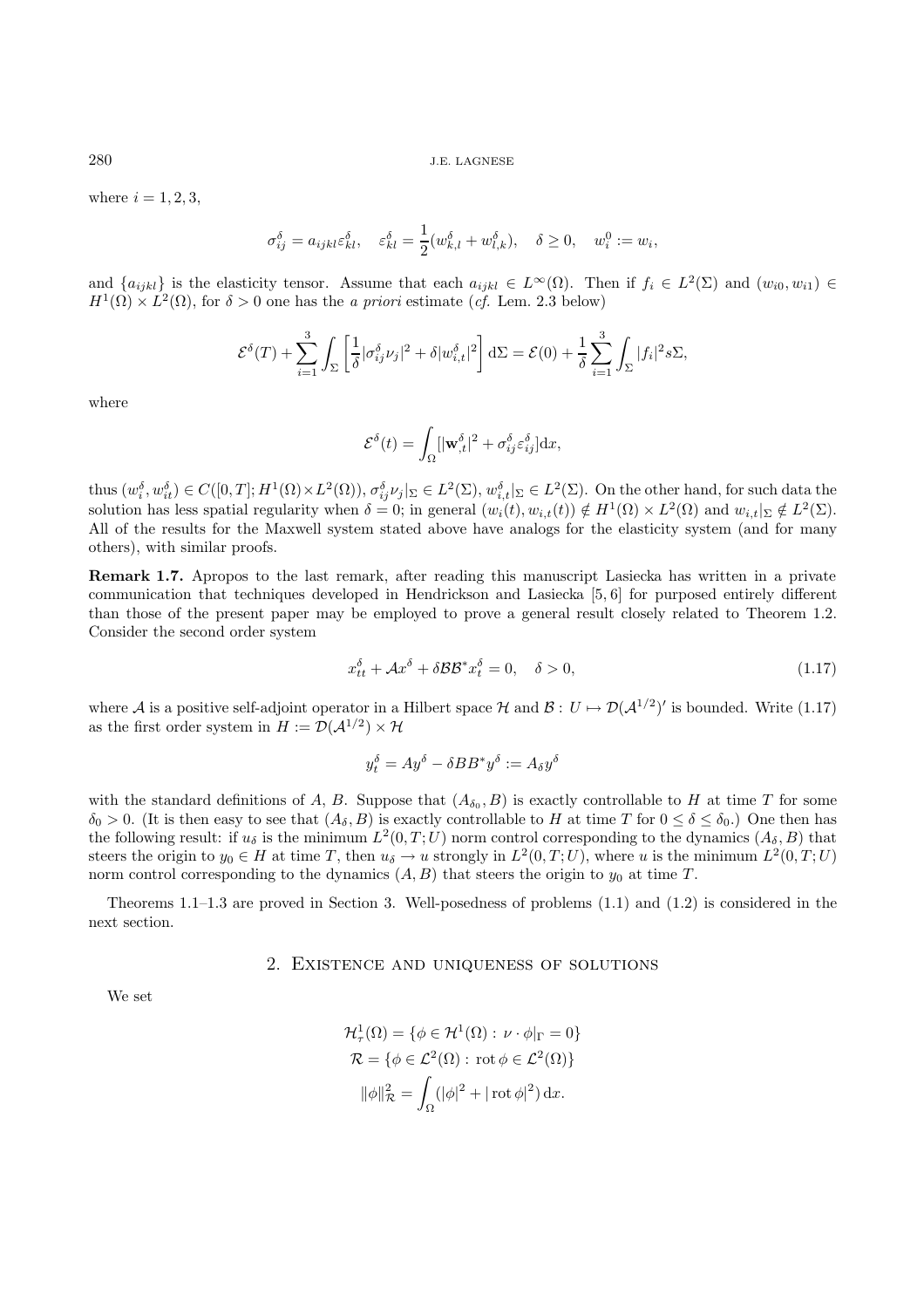where $i = 1, 2, 3$,

$$\sigma_{ij}^\delta = a_{ijkl}\varepsilon_{kl}^\delta, \quad \varepsilon_{kl}^\delta = \frac{1}{2}(w_{k,l}^\delta + w_{l,k}^\delta), \quad \delta \geq 0, \quad w_i^0 := w_i,$$

and $\{a_{ijkl}\}$ is the elasticity tensor. Assume that each $a_{ijkl} \in L^\infty(\Omega)$. Then if $f_i \in L^2(\Sigma)$ and $(w_{i0}, w_{i1}) \in H^1(\Omega) \times L^2(\Omega)$, for $\delta > 0$ one has the *a priori* estimate (*cf.* Lem. 2.3 below)

$$\mathcal{E}^\delta(T) + \sum_{i=1}^{3} \int_\Sigma \left[ \frac{1}{\delta} |\sigma_{ij}^\delta \nu_j|^2 + \delta |w_{i,t}^\delta|^2 \right] \mathrm{d}\Sigma = \mathcal{E}(0) + \frac{1}{\delta} \sum_{i=1}^{3} \int_\Sigma |f_i|^2 s\Sigma,$$

where

$$\mathcal{E}^\delta(t) = \int_\Omega [|\mathbf{w}_{,t}^\delta|^2 + \sigma_{ij}^\delta \varepsilon_{ij}^\delta] \mathrm{d}x,$$

thus $(w_i^\delta, w_{it}^\delta) \in C([0,T]; H^1(\Omega) \times L^2(\Omega))$, $\sigma_{ij}^\delta \nu_j|_\Sigma \in L^2(\Sigma)$, $w_{i,t}^\delta|_\Sigma \in L^2(\Sigma)$. On the other hand, for such data the solution has less spatial regularity when $\delta = 0$; in general $(w_i(t), w_{i,t}(t)) \notin H^1(\Omega) \times L^2(\Omega)$ and $w_{i,t}|_\Sigma \notin L^2(\Sigma)$. All of the results for the Maxwell system stated above have analogs for the elasticity system (and for many others), with similar proofs.

**Remark 1.7.** Apropos to the last remark, after reading this manuscript Lasiecka has written in a private communication that techniques developed in Hendrickson and Lasiecka [5, 6] for purposed entirely different than those of the present paper may be employed to prove a general result closely related to Theorem 1.2. Consider the second order system

$$x_{tt}^\delta + \mathcal{A}x^\delta + \delta \mathcal{B}\mathcal{B}^* x_t^\delta = 0, \quad \delta > 0, \tag{1.17}$$

where $\mathcal{A}$ is a positive self-adjoint operator in a Hilbert space $\mathcal{H}$ and $\mathcal{B} : U \mapsto \mathcal{D}(\mathcal{A}^{1/2})'$ is bounded. Write (1.17) as the first order system in $H := \mathcal{D}(\mathcal{A}^{1/2}) \times \mathcal{H}$

$$y_t^\delta = Ay^\delta - \delta BB^* y^\delta := A_\delta y^\delta$$

with the standard definitions of $A$, $B$. Suppose that $(A_{\delta_0}, B)$ is exactly controllable to $H$ at time $T$ for some $\delta_0 > 0$. (It is then easy to see that $(A_\delta, B)$ is exactly controllable to $H$ at time $T$ for $0 \leq \delta \leq \delta_0$.) One then has the following result: if $u_\delta$ is the minimum $L^2(0,T;U)$ norm control corresponding to the dynamics $(A_\delta, B)$ that steers the origin to $y_0 \in H$ at time $T$, then $u_\delta \to u$ strongly in $L^2(0,T;U)$, where $u$ is the minimum $L^2(0,T;U)$ norm control corresponding to the dynamics $(A, B)$ that steers the origin to $y_0$ at time $T$.

Theorems 1.1–1.3 are proved in Section 3. Well-posedness of problems (1.1) and (1.2) is considered in the next section.

## 2. Existence and uniqueness of solutions

We set

$$\mathcal{H}_\tau^1(\Omega) = \{\phi \in \mathcal{H}^1(\Omega) : \nu \cdot \phi|_\Gamma = 0\}$$
$$\mathcal{R} = \{\phi \in \mathcal{L}^2(\Omega) : \operatorname{rot} \phi \in \mathcal{L}^2(\Omega)\}$$
$$\|\phi\|_\mathcal{R}^2 = \int_\Omega (|\phi|^2 + |\operatorname{rot} \phi|^2) \, \mathrm{d}x.$$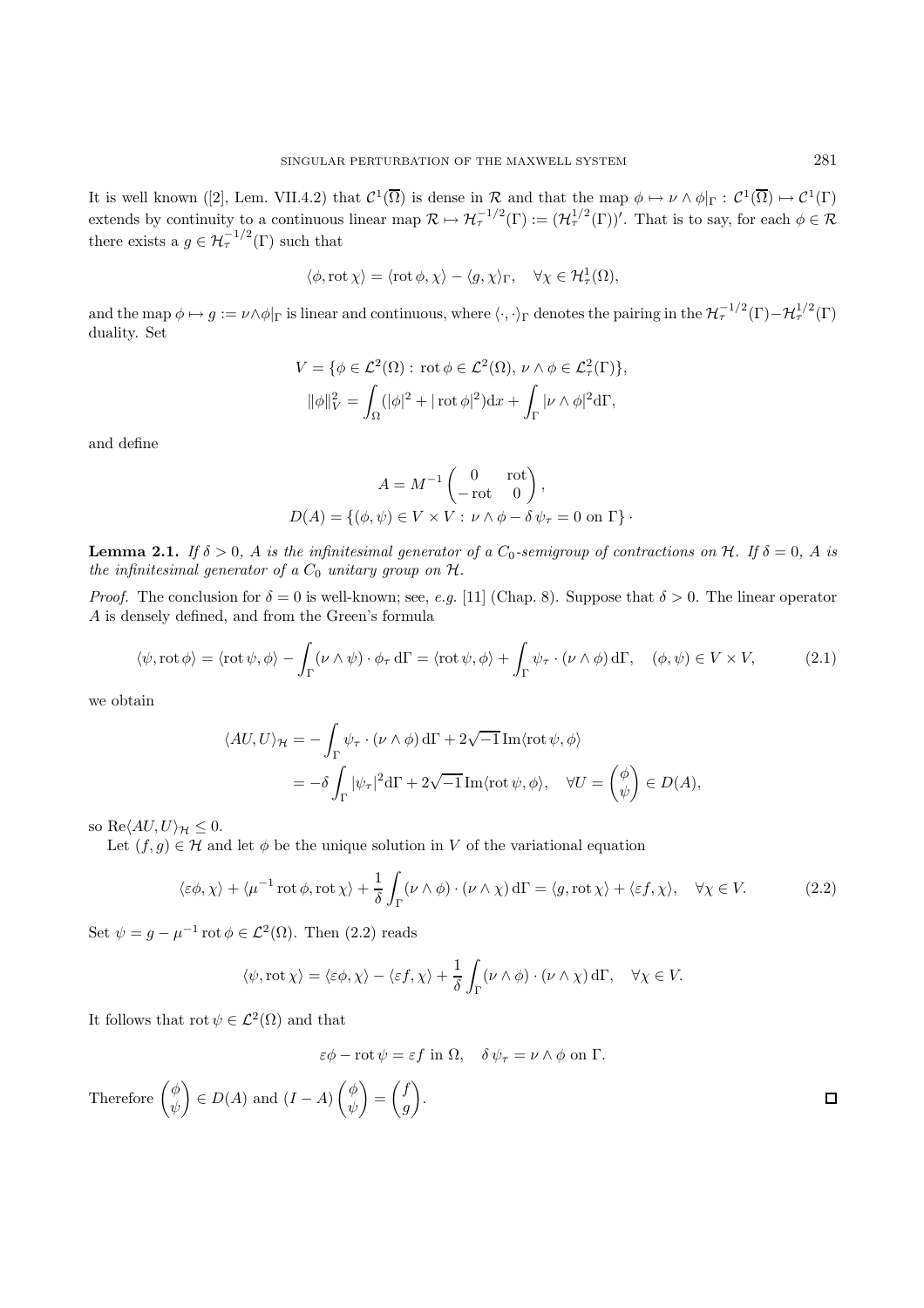It is well known ([2], Lem. VII.4.2) that $\mathcal{C}^1(\overline{\Omega})$ is dense in $\mathcal{R}$ and that the map $\phi \mapsto \nu \wedge \phi|_\Gamma : \mathcal{C}^1(\overline{\Omega}) \mapsto \mathcal{C}^1(\Gamma)$ extends by continuity to a continuous linear map $\mathcal{R} \mapsto \mathcal{H}_\tau^{-1/2}(\Gamma) := (\mathcal{H}_\tau^{1/2}(\Gamma))'$. That is to say, for each $\phi \in \mathcal{R}$ there exists a $g \in \mathcal{H}_\tau^{-1/2}(\Gamma)$ such that

$$\langle \phi, \operatorname{rot} \chi \rangle = \langle \operatorname{rot} \phi, \chi \rangle - \langle g, \chi \rangle_\Gamma, \quad \forall \chi \in \mathcal{H}_\tau^1(\Omega),$$

and the map $\phi \mapsto g := \nu \wedge \phi|_\Gamma$ is linear and continuous, where $\langle \cdot, \cdot \rangle_\Gamma$ denotes the pairing in the $\mathcal{H}_\tau^{-1/2}(\Gamma)$–$\mathcal{H}_\tau^{1/2}(\Gamma)$ duality. Set

$$V = \{\phi \in \mathcal{L}^2(\Omega) : \operatorname{rot} \phi \in \mathcal{L}^2(\Omega),\ \nu \wedge \phi \in \mathcal{L}_\tau^2(\Gamma)\},$$
$$\|\phi\|_V^2 = \int_\Omega (|\phi|^2 + |\operatorname{rot} \phi|^2) \mathrm{d}x + \int_\Gamma |\nu \wedge \phi|^2 \mathrm{d}\Gamma,$$

and define

$$A = M^{-1} \begin{pmatrix} 0 & \operatorname{rot} \\ -\operatorname{rot} & 0 \end{pmatrix},$$
$$D(A) = \{(\phi, \psi) \in V \times V : \nu \wedge \phi - \delta\, \psi_\tau = 0 \text{ on } \Gamma\} \cdot$$

**Lemma 2.1.** *If $\delta > 0$, $A$ is the infinitesimal generator of a $C_0$-semigroup of contractions on $\mathcal{H}$. If $\delta = 0$, $A$ is the infinitesimal generator of a $C_0$ unitary group on $\mathcal{H}$.*

*Proof.* The conclusion for $\delta = 0$ is well-known; see, *e.g.* [11] (Chap. 8). Suppose that $\delta > 0$. The linear operator $A$ is densely defined, and from the Green's formula

$$\langle \psi, \operatorname{rot} \phi \rangle = \langle \operatorname{rot} \psi, \phi \rangle - \int_\Gamma (\nu \wedge \psi) \cdot \phi_\tau \, \mathrm{d}\Gamma = \langle \operatorname{rot} \psi, \phi \rangle + \int_\Gamma \psi_\tau \cdot (\nu \wedge \phi) \, \mathrm{d}\Gamma, \quad (\phi, \psi) \in V \times V, \tag{2.1}$$

we obtain

$$\begin{aligned}
\langle AU, U \rangle_\mathcal{H} &= -\int_\Gamma \psi_\tau \cdot (\nu \wedge \phi) \, \mathrm{d}\Gamma + 2\sqrt{-1}\, \operatorname{Im} \langle \operatorname{rot} \psi, \phi \rangle \\
&= -\delta \int_\Gamma |\psi_\tau|^2 \mathrm{d}\Gamma + 2\sqrt{-1}\, \operatorname{Im} \langle \operatorname{rot} \psi, \phi \rangle, \quad \forall U = \begin{pmatrix} \phi \\ \psi \end{pmatrix} \in D(A),
\end{aligned}$$

so $\operatorname{Re} \langle AU, U \rangle_\mathcal{H} \le 0$.

Let $(f, g) \in \mathcal{H}$ and let $\phi$ be the unique solution in $V$ of the variational equation

$$\langle \varepsilon \phi, \chi \rangle + \langle \mu^{-1} \operatorname{rot} \phi, \operatorname{rot} \chi \rangle + \frac{1}{\delta} \int_\Gamma (\nu \wedge \phi) \cdot (\nu \wedge \chi) \, \mathrm{d}\Gamma = \langle g, \operatorname{rot} \chi \rangle + \langle \varepsilon f, \chi \rangle, \quad \forall \chi \in V. \tag{2.2}$$

Set $\psi = g - \mu^{-1} \operatorname{rot} \phi \in \mathcal{L}^2(\Omega)$. Then (2.2) reads

$$\langle \psi, \operatorname{rot} \chi \rangle = \langle \varepsilon \phi, \chi \rangle - \langle \varepsilon f, \chi \rangle + \frac{1}{\delta} \int_\Gamma (\nu \wedge \phi) \cdot (\nu \wedge \chi) \, \mathrm{d}\Gamma, \quad \forall \chi \in V.$$

It follows that $\operatorname{rot} \psi \in \mathcal{L}^2(\Omega)$ and that

$$\varepsilon \phi - \operatorname{rot} \psi = \varepsilon f \text{ in } \Omega, \quad \delta\, \psi_\tau = \nu \wedge \phi \text{ on } \Gamma.$$

Therefore $\begin{pmatrix} \phi \\ \psi \end{pmatrix} \in D(A)$ and $(I - A) \begin{pmatrix} \phi \\ \psi \end{pmatrix} = \begin{pmatrix} f \\ g \end{pmatrix}$. $\square$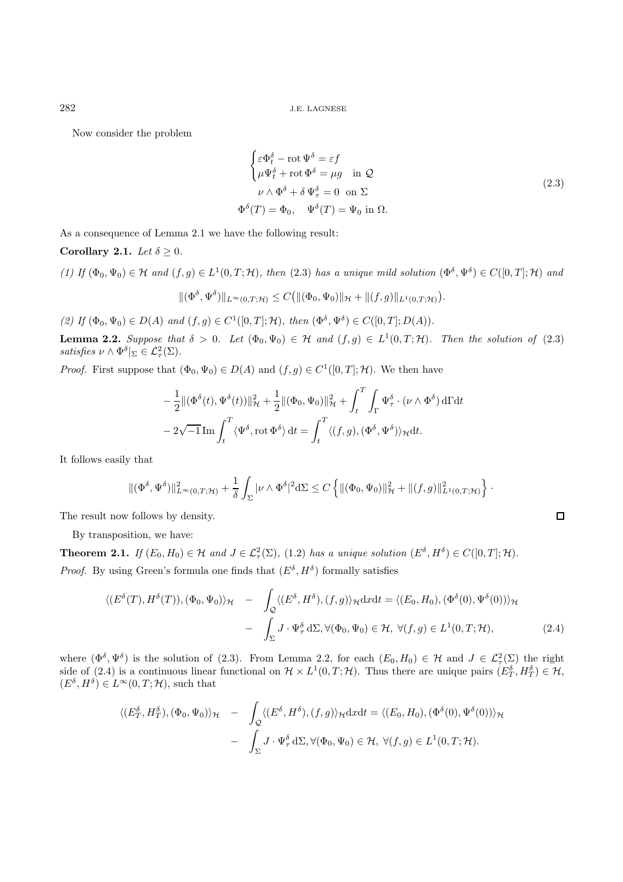Now consider the problem

$$
\begin{cases}
\varepsilon \Phi^\delta_t - \operatorname{rot} \Psi^\delta = \varepsilon f \\
\mu \Psi^\delta_t + \operatorname{rot} \Phi^\delta = \mu g \quad \text{in } \mathcal{Q}
\end{cases}
$$
$$
\nu \wedge \Phi^\delta + \delta\, \Psi^\delta_\tau = 0 \;\; \text{on } \Sigma
$$
$$
\Phi^\delta(T) = \Phi_0, \quad \Psi^\delta(T) = \Psi_0 \text{ in } \Omega. \tag{2.3}
$$

As a consequence of Lemma 2.1 we have the following result:

**Corollary 2.1.** *Let $\delta \geq 0$.*

*(1) If $(\Phi_0, \Psi_0) \in \mathcal{H}$ and $(f, g) \in L^1(0, T; \mathcal{H})$, then (2.3) has a unique mild solution $(\Phi^\delta, \Psi^\delta) \in C([0, T]; \mathcal{H})$ and*

$$
\|(\Phi^\delta, \Psi^\delta)\|_{L^\infty(0,T;\mathcal{H})} \leq C\big(\|(\Phi_0, \Psi_0)\|_{\mathcal{H}} + \|(f, g)\|_{L^1(0,T;\mathcal{H})}\big).
$$

*(2) If $(\Phi_0, \Psi_0) \in D(A)$ and $(f, g) \in C^1([0, T]; \mathcal{H})$, then $(\Phi^\delta, \Psi^\delta) \in C([0, T]; D(A))$.*

**Lemma 2.2.** *Suppose that $\delta > 0$. Let $(\Phi_0, \Psi_0) \in \mathcal{H}$ and $(f, g) \in L^1(0, T; \mathcal{H})$. Then the solution of (2.3) satisfies $\nu \wedge \Phi^\delta|_\Sigma \in \mathcal{L}^2_\tau(\Sigma)$.*

*Proof.* First suppose that $(\Phi_0, \Psi_0) \in D(A)$ and $(f, g) \in C^1([0, T]; \mathcal{H})$. We then have

$$
\begin{aligned}
&-\frac{1}{2}\|(\Phi^\delta(t), \Psi^\delta(t))\|^2_{\mathcal{H}} + \frac{1}{2}\|(\Phi_0, \Psi_0)\|^2_{\mathcal{H}} + \int_t^T \int_\Gamma \Psi^\delta_\tau \cdot (\nu \wedge \Phi^\delta)\, \mathrm{d}\Gamma \mathrm{d}t \\
&- 2\sqrt{-1}\, \mathrm{Im} \int_t^T \langle \Psi^\delta, \operatorname{rot} \Phi^\delta \rangle\, \mathrm{d}t = \int_t^T \langle (f, g), (\Phi^\delta, \Psi^\delta) \rangle_{\mathcal{H}} \mathrm{d}t.
\end{aligned}
$$

It follows easily that

$$
\|(\Phi^\delta, \Psi^\delta)\|^2_{L^\infty(0,T;\mathcal{H})} + \frac{1}{\delta} \int_\Sigma |\nu \wedge \Phi^\delta|^2 \mathrm{d}\Sigma \leq C \left\{ \|(\Phi_0, \Psi_0)\|^2_{\mathcal{H}} + \|(f, g)\|^2_{L^1(0,T;\mathcal{H})} \right\}.
$$

The result now follows by density. □

By transposition, we have:

**Theorem 2.1.** *If $(E_0, H_0) \in \mathcal{H}$ and $J \in \mathcal{L}^2_\tau(\Sigma)$, (1.2) has a unique solution $(E^\delta, H^\delta) \in C([0, T]; \mathcal{H})$.*

*Proof.* By using Green's formula one finds that $(E^\delta, H^\delta)$ formally satisfies

$$
\begin{aligned}
\langle (E^\delta(T), H^\delta(T)), (\Phi_0, \Psi_0) \rangle_{\mathcal{H}} \;&-\; \int_{\mathcal{Q}} \langle (E^\delta, H^\delta), (f, g) \rangle_{\mathcal{H}} \mathrm{d}x\mathrm{d}t = \langle (E_0, H_0), (\Phi^\delta(0), \Psi^\delta(0)) \rangle_{\mathcal{H}} \\
&-\; \int_\Sigma J \cdot \Psi^\delta_\tau\, \mathrm{d}\Sigma, \forall (\Phi_0, \Psi_0) \in \mathcal{H},\ \forall (f, g) \in L^1(0, T; \mathcal{H}),
\end{aligned} \tag{2.4}
$$

where $(\Phi^\delta, \Psi^\delta)$ is the solution of (2.3). From Lemma 2.2, for each $(E_0, H_0) \in \mathcal{H}$ and $J \in \mathcal{L}^2_\tau(\Sigma)$ the right side of (2.4) is a continuous linear functional on $\mathcal{H} \times L^1(0, T; \mathcal{H})$. Thus there are unique pairs $(E^\delta_T, H^\delta_T) \in \mathcal{H}$, $(E^\delta, H^\delta) \in L^\infty(0, T; \mathcal{H})$, such that

$$
\begin{aligned}
\langle (E^\delta_T, H^\delta_T), (\Phi_0, \Psi_0) \rangle_{\mathcal{H}} \;&-\; \int_{\mathcal{Q}} \langle (E^\delta, H^\delta), (f, g) \rangle_{\mathcal{H}} \mathrm{d}x\mathrm{d}t = \langle (E_0, H_0), (\Phi^\delta(0), \Psi^\delta(0)) \rangle_{\mathcal{H}} \\
&-\; \int_\Sigma J \cdot \Psi^\delta_\tau\, \mathrm{d}\Sigma, \forall (\Phi_0, \Psi_0) \in \mathcal{H},\ \forall (f, g) \in L^1(0, T; \mathcal{H}).
\end{aligned}
$$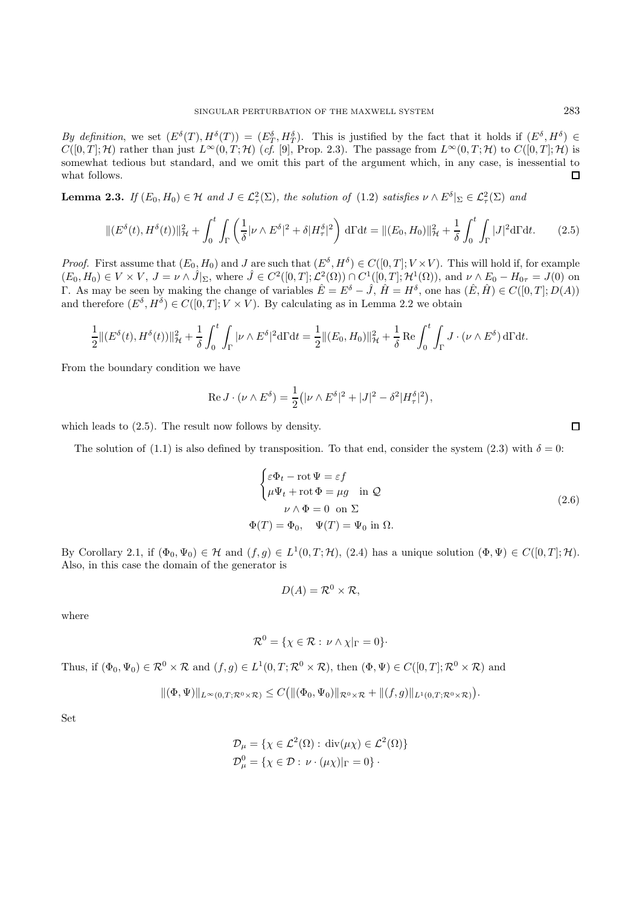*By definition*, we set $(E^\delta(T), H^\delta(T)) = (E^\delta_T, H^\delta_T)$. This is justified by the fact that it holds if $(E^\delta, H^\delta) \in C([0,T];\mathcal{H})$ rather than just $L^\infty(0,T;\mathcal{H})$ (*cf.* [9], Prop. 2.3). The passage from $L^\infty(0,T;\mathcal{H})$ to $C([0,T];\mathcal{H})$ is somewhat tedious but standard, and we omit this part of the argument which, in any case, is inessential to what follows. $\square$

**Lemma 2.3.** *If $(E_0, H_0) \in \mathcal{H}$ and $J \in \mathcal{L}^2_\tau(\Sigma)$, the solution of* (1.2) *satisfies $\nu \wedge E^\delta|_\Sigma \in \mathcal{L}^2_\tau(\Sigma)$ and*

$$\|(E^\delta(t), H^\delta(t))\|^2_{\mathcal{H}} + \int_0^t \int_\Gamma \left( \frac{1}{\delta}|\nu \wedge E^\delta|^2 + \delta |H^\delta_\tau|^2 \right) \mathrm{d}\Gamma \mathrm{d}t = \|(E_0, H_0)\|^2_{\mathcal{H}} + \frac{1}{\delta}\int_0^t \int_\Gamma |J|^2 \mathrm{d}\Gamma \mathrm{d}t. \tag{2.5}$$

*Proof.* First assume that $(E_0, H_0)$ and $J$ are such that $(E^\delta, H^\delta) \in C([0,T]; V \times V)$. This will hold if, for example $(E_0, H_0) \in V \times V$, $J = \nu \wedge \hat{J}|_\Sigma$, where $\hat{J} \in C^2([0,T];\mathcal{L}^2(\Omega)) \cap C^1([0,T];\mathcal{H}^1(\Omega))$, and $\nu \wedge E_0 - H_{0\tau} = J(0)$ on $\Gamma$. As may be seen by making the change of variables $\hat{E} = E^\delta - \hat{J}$, $\hat{H} = H^\delta$, one has $(\hat{E}, \hat{H}) \in C([0,T]; D(A))$ and therefore $(E^\delta, H^\delta) \in C([0,T]; V \times V)$. By calculating as in Lemma 2.2 we obtain

$$\frac{1}{2}\|(E^\delta(t), H^\delta(t))\|^2_{\mathcal{H}} + \frac{1}{\delta}\int_0^t \int_\Gamma |\nu \wedge E^\delta|^2 \mathrm{d}\Gamma \mathrm{d}t = \frac{1}{2}\|(E_0, H_0)\|^2_{\mathcal{H}} + \frac{1}{\delta} \operatorname{Re} \int_0^t \int_\Gamma J \cdot (\nu \wedge E^\delta)\, \mathrm{d}\Gamma \mathrm{d}t.$$

From the boundary condition we have

$$\operatorname{Re} J \cdot (\nu \wedge E^\delta) = \frac{1}{2}\big(|\nu \wedge E^\delta|^2 + |J|^2 - \delta^2 |H^\delta_\tau|^2\big),$$

which leads to (2.5). The result now follows by density. $\square$

The solution of (1.1) is also defined by transposition. To that end, consider the system (2.3) with $\delta = 0$:

$$\begin{cases} \varepsilon \Phi_t - \operatorname{rot} \Psi = \varepsilon f \\ \mu \Psi_t + \operatorname{rot} \Phi = \mu g \quad \text{in } \mathcal{Q} \\ \qquad \nu \wedge \Phi = 0 \;\; \text{on } \Sigma \\ \Phi(T) = \Phi_0, \quad \Psi(T) = \Psi_0 \text{ in } \Omega. \end{cases} \tag{2.6}$$

By Corollary 2.1, if $(\Phi_0, \Psi_0) \in \mathcal{H}$ and $(f, g) \in L^1(0,T;\mathcal{H})$, (2.4) has a unique solution $(\Phi, \Psi) \in C([0,T];\mathcal{H})$. Also, in this case the domain of the generator is

$$D(A) = \mathcal{R}^0 \times \mathcal{R},$$

where

$$\mathcal{R}^0 = \{\chi \in \mathcal{R} : \nu \wedge \chi|_\Gamma = 0\}.$$

Thus, if $(\Phi_0, \Psi_0) \in \mathcal{R}^0 \times \mathcal{R}$ and $(f, g) \in L^1(0,T;\mathcal{R}^0 \times \mathcal{R})$, then $(\Phi, \Psi) \in C([0,T];\mathcal{R}^0 \times \mathcal{R})$ and

$$\|(\Phi, \Psi)\|_{L^\infty(0,T;\mathcal{R}^0 \times \mathcal{R})} \le C\big(\|(\Phi_0, \Psi_0)\|_{\mathcal{R}^0 \times \mathcal{R}} + \|(f, g)\|_{L^1(0,T;\mathcal{R}^0 \times \mathcal{R})}\big).$$

Set

$$\mathcal{D}_\mu = \{\chi \in \mathcal{L}^2(\Omega) : \operatorname{div}(\mu\chi) \in \mathcal{L}^2(\Omega)\}$$
$$\mathcal{D}^0_\mu = \{\chi \in \mathcal{D} : \nu \cdot (\mu\chi)|_\Gamma = 0\}\cdot$$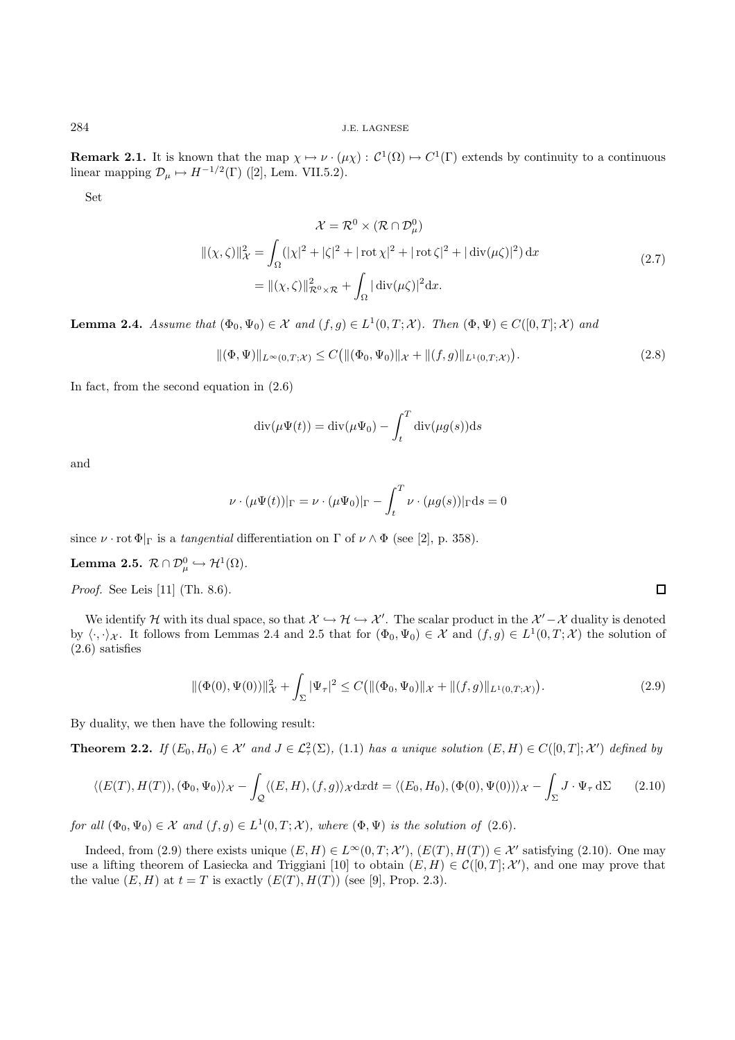**Remark 2.1.** It is known that the map $\chi \mapsto \nu \cdot (\mu\chi) : \mathcal{C}^1(\Omega) \mapsto C^1(\Gamma)$ extends by continuity to a continuous linear mapping $\mathcal{D}_\mu \mapsto H^{-1/2}(\Gamma)$ ([2], Lem. VII.5.2).

Set

$$
\begin{aligned}
\mathcal{X} &= \mathcal{R}^0 \times (\mathcal{R} \cap \mathcal{D}_\mu^0) \\
\|(\chi, \zeta)\|_{\mathcal{X}}^2 &= \int_\Omega (|\chi|^2 + |\zeta|^2 + |\operatorname{rot}\chi|^2 + |\operatorname{rot}\zeta|^2 + |\operatorname{div}(\mu\zeta)|^2)\,\mathrm{d}x \\
&= \|(\chi,\zeta)\|_{\mathcal{R}^0\times\mathcal{R}}^2 + \int_\Omega |\operatorname{div}(\mu\zeta)|^2 \mathrm{d}x.
\end{aligned}
\tag{2.7}
$$

**Lemma 2.4.** *Assume that $(\Phi_0, \Psi_0) \in \mathcal{X}$ and $(f, g) \in L^1(0, T; \mathcal{X})$. Then $(\Phi, \Psi) \in C([0, T]; \mathcal{X})$ and*

$$
\|(\Phi, \Psi)\|_{L^\infty(0,T;\mathcal{X})} \le C\big(\|(\Phi_0, \Psi_0)\|_{\mathcal{X}} + \|(f, g)\|_{L^1(0,T;\mathcal{X})}\big).
\tag{2.8}
$$

In fact, from the second equation in (2.6)

$$
\operatorname{div}(\mu\Psi(t)) = \operatorname{div}(\mu\Psi_0) - \int_t^T \operatorname{div}(\mu g(s))\mathrm{d}s
$$

and

$$
\nu \cdot (\mu\Psi(t))|_\Gamma = \nu \cdot (\mu\Psi_0)|_\Gamma - \int_t^T \nu \cdot (\mu g(s))|_\Gamma \mathrm{d}s = 0
$$

since $\nu \cdot \operatorname{rot}\Phi|_\Gamma$ is a *tangential* differentiation on $\Gamma$ of $\nu \wedge \Phi$ (see [2], p. 358).

**Lemma 2.5.** $\mathcal{R} \cap \mathcal{D}_\mu^0 \hookrightarrow \mathcal{H}^1(\Omega)$.

*Proof.* See Leis [11] (Th. 8.6). □

We identify $\mathcal{H}$ with its dual space, so that $\mathcal{X} \hookrightarrow \mathcal{H} \hookrightarrow \mathcal{X}'$. The scalar product in the $\mathcal{X}' - \mathcal{X}$ duality is denoted by $\langle\cdot,\cdot\rangle_{\mathcal{X}}$. It follows from Lemmas 2.4 and 2.5 that for $(\Phi_0, \Psi_0) \in \mathcal{X}$ and $(f, g) \in L^1(0, T; \mathcal{X})$ the solution of (2.6) satisfies

$$
\|(\Phi(0), \Psi(0))\|_{\mathcal{X}}^2 + \int_\Sigma |\Psi_\tau|^2 \le C\big(\|(\Phi_0, \Psi_0)\|_{\mathcal{X}} + \|(f, g)\|_{L^1(0,T;\mathcal{X})}\big).
\tag{2.9}
$$

By duality, we then have the following result:

**Theorem 2.2.** *If $(E_0, H_0) \in \mathcal{X}'$ and $J \in \mathcal{L}_\tau^2(\Sigma)$, (1.1) has a unique solution $(E, H) \in C([0, T]; \mathcal{X}')$ defined by*

$$
\langle (E(T), H(T)), (\Phi_0, \Psi_0)\rangle_{\mathcal{X}} - \int_{\mathcal{Q}} \langle (E, H), (f, g)\rangle_{\mathcal{X}} \mathrm{d}x\mathrm{d}t = \langle (E_0, H_0), (\Phi(0), \Psi(0))\rangle_{\mathcal{X}} - \int_\Sigma J \cdot \Psi_\tau \,\mathrm{d}\Sigma
\tag{2.10}
$$

*for all $(\Phi_0, \Psi_0) \in \mathcal{X}$ and $(f, g) \in L^1(0, T; \mathcal{X})$, where $(\Phi, \Psi)$ is the solution of (2.6).*

Indeed, from (2.9) there exists unique $(E, H) \in L^\infty(0, T; \mathcal{X}')$, $(E(T), H(T)) \in \mathcal{X}'$ satisfying (2.10). One may use a lifting theorem of Lasiecka and Triggiani [10] to obtain $(E, H) \in \mathcal{C}([0, T]; \mathcal{X}')$, and one may prove that the value $(E, H)$ at $t = T$ is exactly $(E(T), H(T))$ (see [9], Prop. 2.3).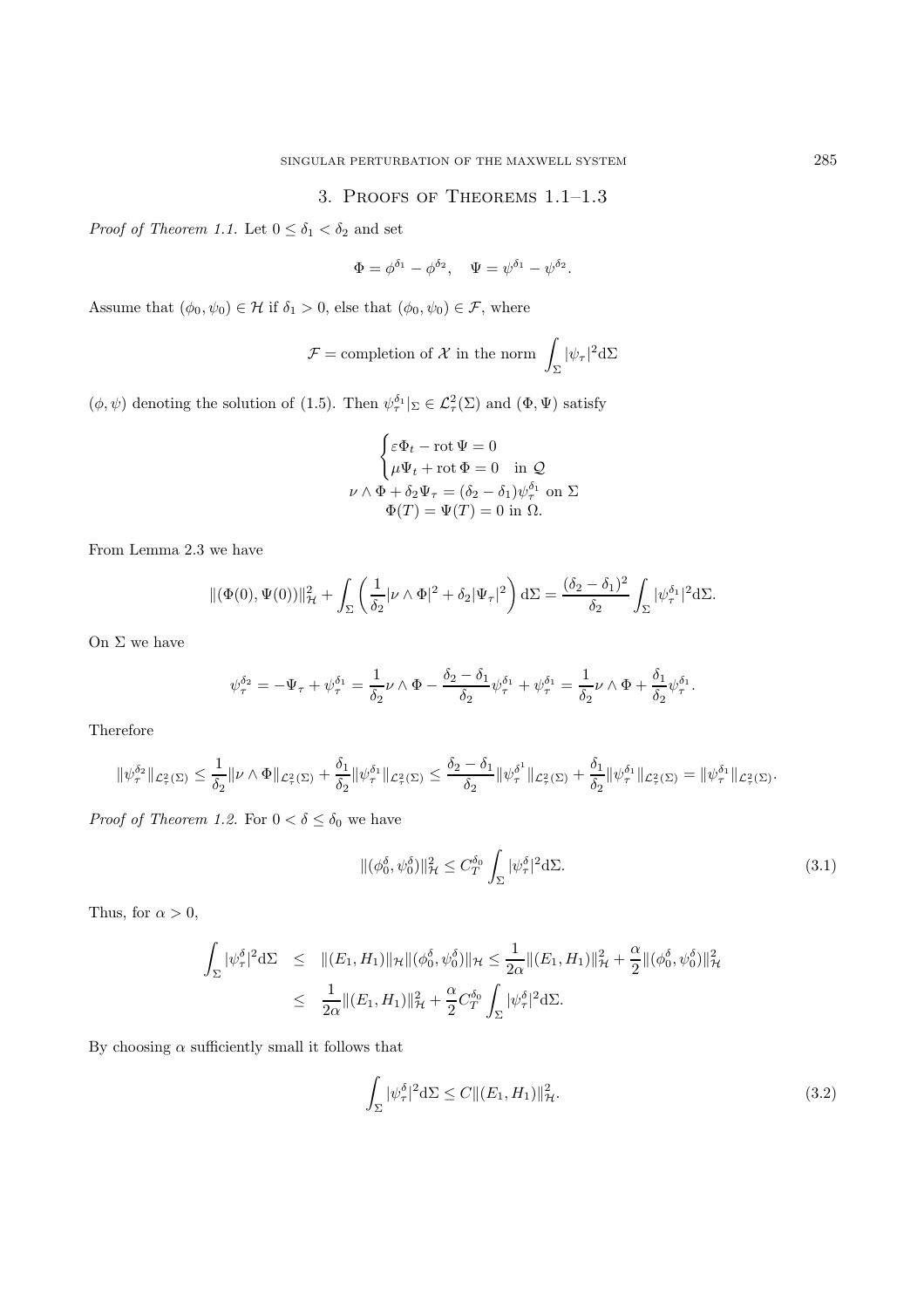## 3. Proofs of Theorems 1.1–1.3

*Proof of Theorem 1.1.* Let $0 \le \delta_1 < \delta_2$ and set

$$\Phi = \phi^{\delta_1} - \phi^{\delta_2}, \quad \Psi = \psi^{\delta_1} - \psi^{\delta_2}.$$

Assume that $(\phi_0, \psi_0) \in \mathcal{H}$ if $\delta_1 > 0$, else that $(\phi_0, \psi_0) \in \mathcal{F}$, where

$$\mathcal{F} = \text{completion of } \mathcal{X} \text{ in the norm } \int_\Sigma |\psi_\tau|^2 \mathrm{d}\Sigma$$

$(\phi, \psi)$ denoting the solution of (1.5). Then $\psi_\tau^{\delta_1}|_\Sigma \in \mathcal{L}^2_\tau(\Sigma)$ and $(\Phi, \Psi)$ satisfy

$$\begin{cases} \varepsilon \Phi_t - \operatorname{rot} \Psi = 0 \\ \mu \Psi_t + \operatorname{rot} \Phi = 0 \quad \text{in } \mathcal{Q} \end{cases}$$
$$\nu \wedge \Phi + \delta_2 \Psi_\tau = (\delta_2 - \delta_1)\psi_\tau^{\delta_1} \text{ on } \Sigma$$
$$\Phi(T) = \Psi(T) = 0 \text{ in } \Omega.$$

From Lemma 2.3 we have

$$\|(\Phi(0), \Psi(0))\|^2_{\mathcal{H}} + \int_\Sigma \left( \frac{1}{\delta_2} |\nu \wedge \Phi|^2 + \delta_2 |\Psi_\tau|^2 \right) \mathrm{d}\Sigma = \frac{(\delta_2 - \delta_1)^2}{\delta_2} \int_\Sigma |\psi_\tau^{\delta_1}|^2 \mathrm{d}\Sigma.$$

On $\Sigma$ we have

$$\psi_\tau^{\delta_2} = -\Psi_\tau + \psi_\tau^{\delta_1} = \frac{1}{\delta_2} \nu \wedge \Phi - \frac{\delta_2 - \delta_1}{\delta_2} \psi_\tau^{\delta_1} + \psi_\tau^{\delta_1} = \frac{1}{\delta_2} \nu \wedge \Phi + \frac{\delta_1}{\delta_2} \psi_\tau^{\delta_1}.$$

Therefore

$$\|\psi_\tau^{\delta_2}\|_{\mathcal{L}^2_\tau(\Sigma)} \le \frac{1}{\delta_2} \|\nu \wedge \Phi\|_{\mathcal{L}^2_\tau(\Sigma)} + \frac{\delta_1}{\delta_2} \|\psi_\tau^{\delta_1}\|_{\mathcal{L}^2_\tau(\Sigma)} \le \frac{\delta_2 - \delta_1}{\delta_2} \|\psi_\tau^{\delta^1}\|_{\mathcal{L}^2_\tau(\Sigma)} + \frac{\delta_1}{\delta_2} \|\psi_\tau^{\delta_1}\|_{\mathcal{L}^2_\tau(\Sigma)} = \|\psi_\tau^{\delta_1}\|_{\mathcal{L}^2_\tau(\Sigma)}.$$

*Proof of Theorem 1.2.* For $0 < \delta \le \delta_0$ we have

$$\|(\phi_0^\delta, \psi_0^\delta)\|^2_{\mathcal{H}} \le C_T^{\delta_0} \int_\Sigma |\psi_\tau^\delta|^2 \mathrm{d}\Sigma. \tag{3.1}$$

Thus, for $\alpha > 0$,

$$\begin{aligned} \int_\Sigma |\psi_\tau^\delta|^2 \mathrm{d}\Sigma &\le \|(E_1, H_1)\|_{\mathcal{H}} \|(\phi_0^\delta, \psi_0^\delta)\|_{\mathcal{H}} \le \frac{1}{2\alpha} \|(E_1, H_1)\|^2_{\mathcal{H}} + \frac{\alpha}{2} \|(\phi_0^\delta, \psi_0^\delta)\|^2_{\mathcal{H}} \\ &\le \frac{1}{2\alpha} \|(E_1, H_1)\|^2_{\mathcal{H}} + \frac{\alpha}{2} C_T^{\delta_0} \int_\Sigma |\psi_\tau^\delta|^2 \mathrm{d}\Sigma. \end{aligned}$$

By choosing $\alpha$ sufficiently small it follows that

$$\int_\Sigma |\psi_\tau^\delta|^2 \mathrm{d}\Sigma \le C \|(E_1, H_1)\|^2_{\mathcal{H}}. \tag{3.2}$$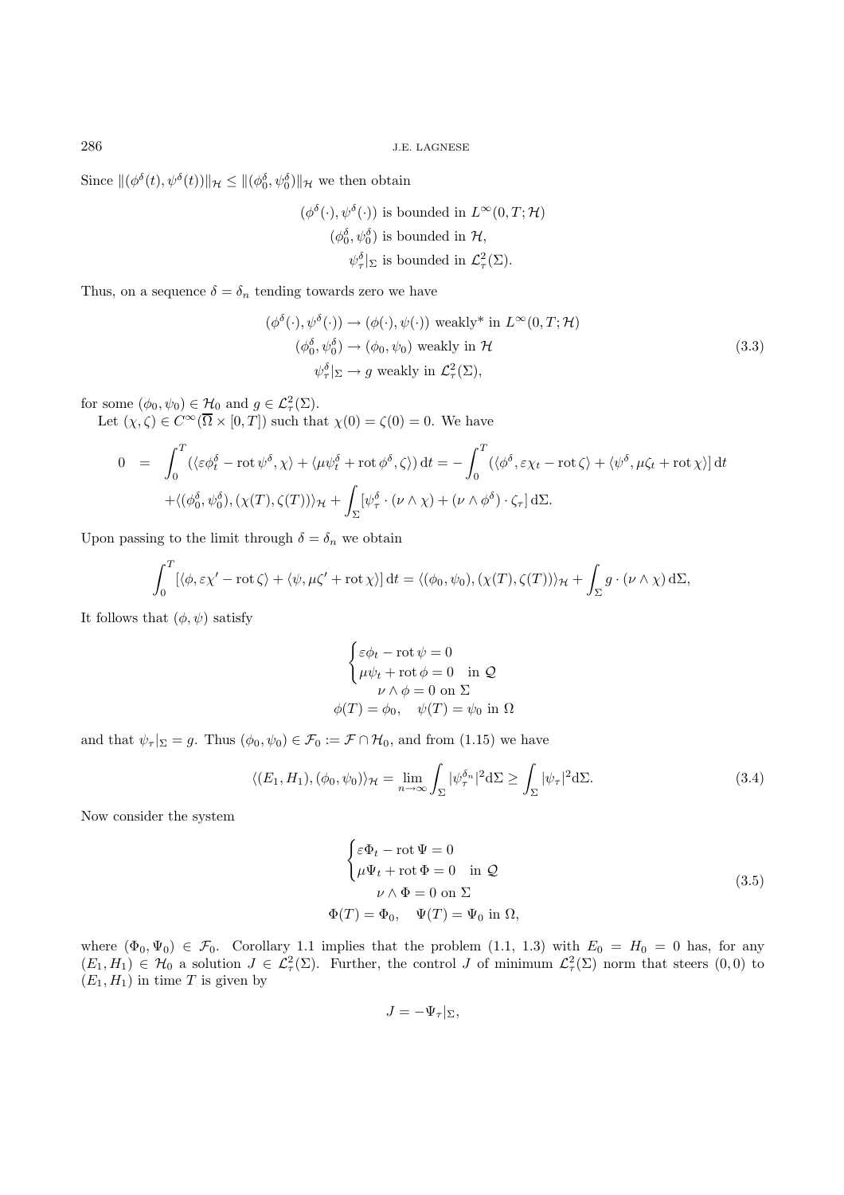Since $\|(\phi^\delta(t), \psi^\delta(t))\|_{\mathcal{H}} \le \|(\phi^\delta_0, \psi^\delta_0)\|_{\mathcal{H}}$ we then obtain

$$
\begin{gathered}
(\phi^\delta(\cdot), \psi^\delta(\cdot)) \text{ is bounded in } L^\infty(0,T;\mathcal{H}) \\
(\phi^\delta_0, \psi^\delta_0) \text{ is bounded in } \mathcal{H}, \\
\psi^\delta_\tau|_\Sigma \text{ is bounded in } \mathcal{L}^2_\tau(\Sigma).
\end{gathered}
$$

Thus, on a sequence $\delta = \delta_n$ tending towards zero we have

$$
\begin{gathered}
(\phi^\delta(\cdot), \psi^\delta(\cdot)) \to (\phi(\cdot), \psi(\cdot)) \text{ weakly* in } L^\infty(0,T;\mathcal{H}) \\
(\phi^\delta_0, \psi^\delta_0) \to (\phi_0, \psi_0) \text{ weakly in } \mathcal{H} \\
\psi^\delta_\tau|_\Sigma \to g \text{ weakly in } \mathcal{L}^2_\tau(\Sigma),
\end{gathered}
\tag{3.3}
$$

for some $(\phi_0, \psi_0) \in \mathcal{H}_0$ and $g \in \mathcal{L}^2_\tau(\Sigma)$.

Let $(\chi, \zeta) \in C^\infty(\overline{\Omega} \times [0,T])$ such that $\chi(0) = \zeta(0) = 0$. We have

$$
\begin{aligned}
0 \;=\; & \int_0^T (\langle \varepsilon\phi^\delta_t - \operatorname{rot}\psi^\delta, \chi\rangle + \langle \mu\psi^\delta_t + \operatorname{rot}\phi^\delta, \zeta\rangle)\,\mathrm{d}t = -\int_0^T (\langle \phi^\delta, \varepsilon\chi_t - \operatorname{rot}\zeta\rangle + \langle \psi^\delta, \mu\zeta_t + \operatorname{rot}\chi\rangle]\,\mathrm{d}t \\
& + \langle (\phi^\delta_0, \psi^\delta_0), (\chi(T), \zeta(T))\rangle_{\mathcal{H}} + \int_\Sigma [\psi^\delta_\tau \cdot (\nu \wedge \chi) + (\nu \wedge \phi^\delta) \cdot \zeta_\tau]\,\mathrm{d}\Sigma.
\end{aligned}
$$

Upon passing to the limit through $\delta = \delta_n$ we obtain

$$
\int_0^T [\langle \phi, \varepsilon\chi' - \operatorname{rot}\zeta\rangle + \langle \psi, \mu\zeta' + \operatorname{rot}\chi\rangle]\,\mathrm{d}t = \langle (\phi_0, \psi_0), (\chi(T), \zeta(T))\rangle_{\mathcal{H}} + \int_\Sigma g \cdot (\nu \wedge \chi)\,\mathrm{d}\Sigma,
$$

It follows that $(\phi, \psi)$ satisfy

$$
\begin{gathered}
\begin{cases}
\varepsilon\phi_t - \operatorname{rot}\psi = 0 \\
\mu\psi_t + \operatorname{rot}\phi = 0 \quad \text{in } \mathcal{Q}
\end{cases} \\
\nu \wedge \phi = 0 \text{ on } \Sigma \\
\phi(T) = \phi_0, \quad \psi(T) = \psi_0 \text{ in } \Omega
\end{gathered}
$$

and that $\psi_\tau|_\Sigma = g$. Thus $(\phi_0, \psi_0) \in \mathcal{F}_0 := \mathcal{F} \cap \mathcal{H}_0$, and from (1.15) we have

$$
\langle (E_1, H_1), (\phi_0, \psi_0)\rangle_{\mathcal{H}} = \lim_{n\to\infty} \int_\Sigma |\psi^{\delta_n}_\tau|^2 \mathrm{d}\Sigma \ge \int_\Sigma |\psi_\tau|^2 \mathrm{d}\Sigma. \tag{3.4}
$$

Now consider the system

$$
\begin{gathered}
\begin{cases}
\varepsilon\Phi_t - \operatorname{rot}\Psi = 0 \\
\mu\Psi_t + \operatorname{rot}\Phi = 0 \quad \text{in } \mathcal{Q}
\end{cases} \\
\nu \wedge \Phi = 0 \text{ on } \Sigma \\
\Phi(T) = \Phi_0, \quad \Psi(T) = \Psi_0 \text{ in } \Omega,
\end{gathered}
\tag{3.5}
$$

where $(\Phi_0, \Psi_0) \in \mathcal{F}_0$. Corollary 1.1 implies that the problem (1.1, 1.3) with $E_0 = H_0 = 0$ has, for any $(E_1, H_1) \in \mathcal{H}_0$ a solution $J \in \mathcal{L}^2_\tau(\Sigma)$. Further, the control $J$ of minimum $\mathcal{L}^2_\tau(\Sigma)$ norm that steers $(0,0)$ to $(E_1, H_1)$ in time $T$ is given by

$$
J = -\Psi_\tau|_\Sigma,
$$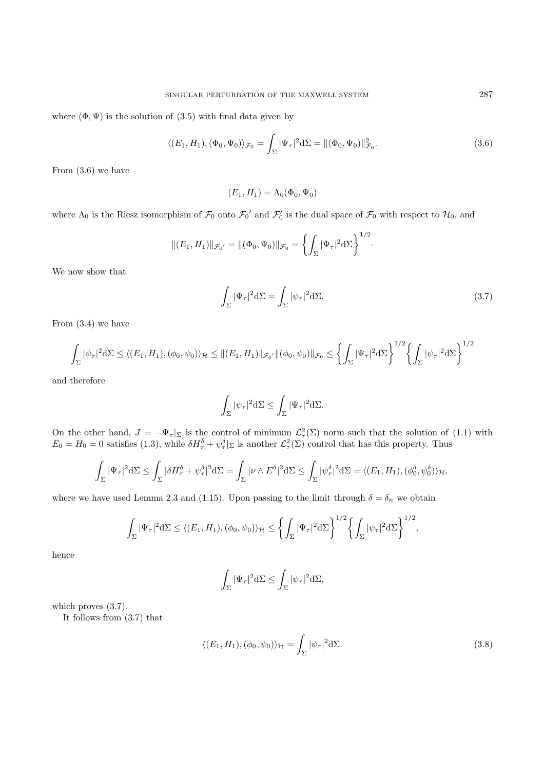where $(\Phi, \Psi)$ is the solution of (3.5) with final data given by

$$\langle (E_1, H_1), (\Phi_0, \Psi_0)\rangle_{\mathcal{F}_0} = \int_\Sigma |\Psi_\tau|^2 \mathrm{d}\Sigma = \|(\Phi_0, \Psi_0)\|^2_{\mathcal{F}_0}. \tag{3.6}$$

From (3.6) we have

$$(E_1, H_1) = \Lambda_0(\Phi_0, \Psi_0)$$

where $\Lambda_0$ is the Riesz isomorphism of $\mathcal{F}_0$ onto $\mathcal{F}_0{}'$ and $\mathcal{F}_0'$ is the dual space of $\mathcal{F}_0$ with respect to $\mathcal{H}_0$, and

$$\|(E_1, H_1)\|_{\mathcal{F}_0{}'} = \|(\Phi_0, \Psi_0)\|_{\mathcal{F}_0} = \left\{ \int_\Sigma |\Psi_\tau|^2 \mathrm{d}\Sigma \right\}^{1/2}.$$

We now show that

$$\int_\Sigma |\Psi_\tau|^2 \mathrm{d}\Sigma = \int_\Sigma |\psi_\tau|^2 \mathrm{d}\Sigma. \tag{3.7}$$

From (3.4) we have

$$\int_\Sigma |\psi_\tau|^2 \mathrm{d}\Sigma \le \langle (E_1, H_1), (\phi_0, \psi_0)\rangle_{\mathcal{H}} \le \|(E_1, H_1)\|_{\mathcal{F}_0{}'} \|(\phi_0, \psi_0)\|_{\mathcal{F}_0} \le \left\{ \int_\Sigma |\Psi_\tau|^2 \mathrm{d}\Sigma \right\}^{1/2} \left\{ \int_\Sigma |\psi_\tau|^2 \mathrm{d}\Sigma \right\}^{1/2}$$

and therefore

$$\int_\Sigma |\psi_\tau|^2 \mathrm{d}\Sigma \le \int_\Sigma |\Psi_\tau|^2 \mathrm{d}\Sigma.$$

On the other hand, $J = -\Psi_\tau|_\Sigma$ is the control of minimum $\mathcal{L}^2_\tau(\Sigma)$ norm such that the solution of (1.1) with $E_0 = H_0 = 0$ satisfies (1.3), while $\delta H^\delta_\tau + \psi^\delta_\tau|_\Sigma$ is another $\mathcal{L}^2_\tau(\Sigma)$ control that has this property. Thus

$$\int_\Sigma |\Psi_\tau|^2 \mathrm{d}\Sigma \le \int_\Sigma |\delta H^\delta_\tau + \psi^\delta_\tau|^2 \mathrm{d}\Sigma = \int_\Sigma |\nu \wedge E^\delta|^2 \mathrm{d}\Sigma \le \int_\Sigma |\psi^\delta_\tau|^2 \mathrm{d}\Sigma = \langle (E_1, H_1), (\phi^\delta_0, \psi^\delta_0)\rangle_{\mathcal{H}},$$

where we have used Lemma 2.3 and (1.15). Upon passing to the limit through $\delta = \delta_n$ we obtain

$$\int_\Sigma |\Psi_\tau|^2 \mathrm{d}\Sigma \le \langle (E_1, H_1), (\phi_0, \psi_0)\rangle_{\mathcal{H}} \le \left\{ \int_\Sigma |\Psi_\tau|^2 \mathrm{d}\Sigma \right\}^{1/2} \left\{ \int_\Sigma |\psi_\tau|^2 \mathrm{d}\Sigma \right\}^{1/2},$$

hence

$$\int_\Sigma |\Psi_\tau|^2 \mathrm{d}\Sigma \le \int_\Sigma |\psi_\tau|^2 \mathrm{d}\Sigma,$$

which proves (3.7).

It follows from (3.7) that

$$\langle (E_1, H_1), (\phi_0, \psi_0)\rangle_{\mathcal{H}} = \int_\Sigma |\psi_\tau|^2 \mathrm{d}\Sigma. \tag{3.8}$$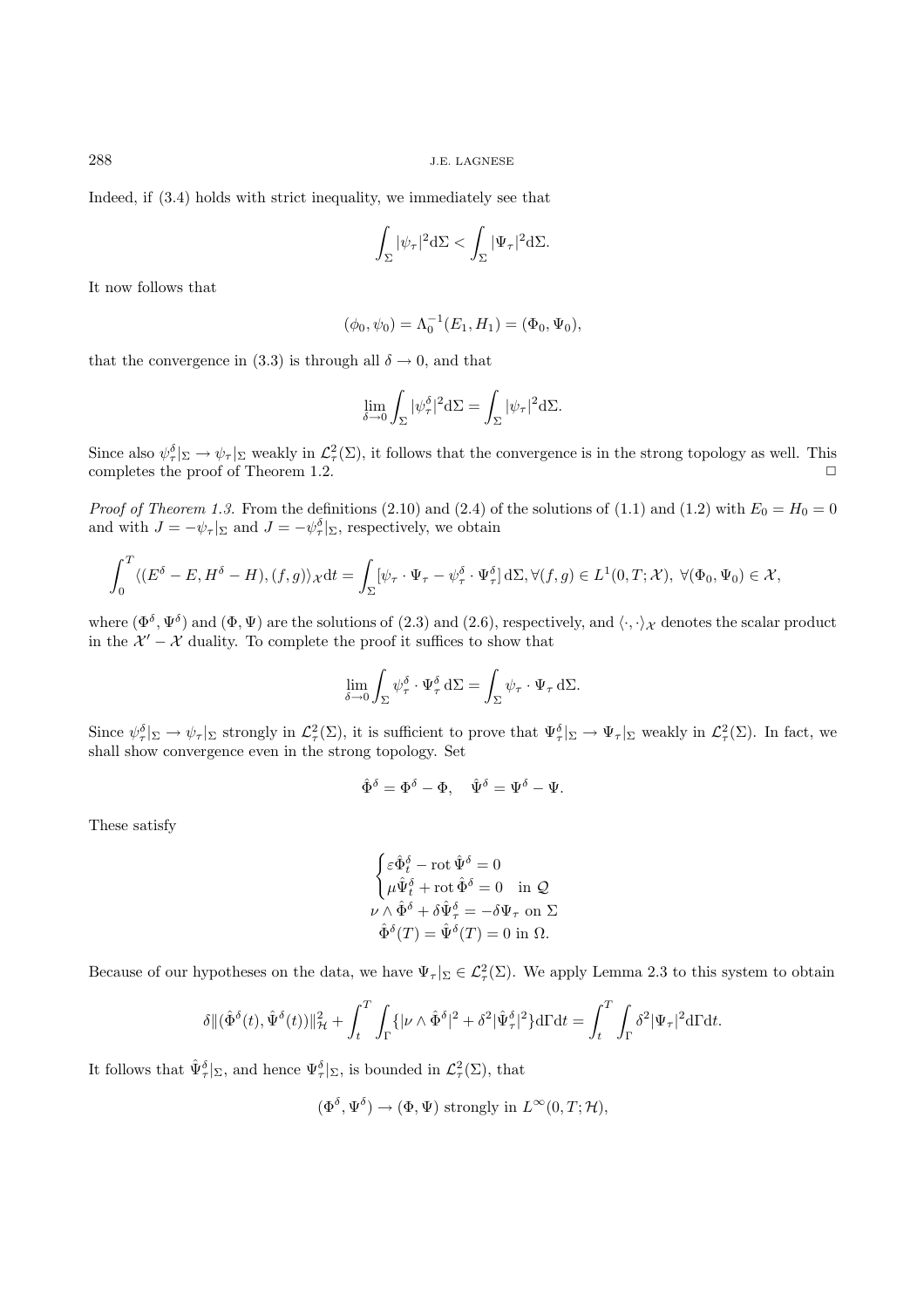Indeed, if (3.4) holds with strict inequality, we immediately see that

$$\int_\Sigma |\psi_\tau|^2 \mathrm{d}\Sigma < \int_\Sigma |\Psi_\tau|^2 \mathrm{d}\Sigma.$$

It now follows that

$$(\phi_0, \psi_0) = \Lambda_0^{-1}(E_1, H_1) = (\Phi_0, \Psi_0),$$

that the convergence in (3.3) is through all $\delta \to 0$, and that

$$\lim_{\delta\to 0} \int_\Sigma |\psi_\tau^\delta|^2 \mathrm{d}\Sigma = \int_\Sigma |\psi_\tau|^2 \mathrm{d}\Sigma.$$

Since also $\psi_\tau^\delta|_\Sigma \to \psi_\tau|_\Sigma$ weakly in $\mathcal{L}_\tau^2(\Sigma)$, it follows that the convergence is in the strong topology as well. This completes the proof of Theorem 1.2. $\square$

*Proof of Theorem 1.3.* From the definitions (2.10) and (2.4) of the solutions of (1.1) and (1.2) with $E_0 = H_0 = 0$ and with $J = -\psi_\tau|_\Sigma$ and $J = -\psi_\tau^\delta|_\Sigma$, respectively, we obtain

$$\int_0^T \langle (E^\delta - E, H^\delta - H), (f,g)\rangle_{\mathcal{X}} \mathrm{d}t = \int_\Sigma [\psi_\tau \cdot \Psi_\tau - \psi_\tau^\delta \cdot \Psi_\tau^\delta]\,\mathrm{d}\Sigma, \forall (f,g) \in L^1(0,T;\mathcal{X}),\ \forall (\Phi_0, \Psi_0) \in \mathcal{X},$$

where $(\Phi^\delta, \Psi^\delta)$ and $(\Phi, \Psi)$ are the solutions of (2.3) and (2.6), respectively, and $\langle \cdot, \cdot \rangle_{\mathcal{X}}$ denotes the scalar product in the $\mathcal{X}' - \mathcal{X}$ duality. To complete the proof it suffices to show that

$$\lim_{\delta\to 0} \int_\Sigma \psi_\tau^\delta \cdot \Psi_\tau^\delta \,\mathrm{d}\Sigma = \int_\Sigma \psi_\tau \cdot \Psi_\tau \,\mathrm{d}\Sigma.$$

Since $\psi_\tau^\delta|_\Sigma \to \psi_\tau|_\Sigma$ strongly in $\mathcal{L}_\tau^2(\Sigma)$, it is sufficient to prove that $\Psi_\tau^\delta|_\Sigma \to \Psi_\tau|_\Sigma$ weakly in $\mathcal{L}_\tau^2(\Sigma)$. In fact, we shall show convergence even in the strong topology. Set

$$\hat{\Phi}^\delta = \Phi^\delta - \Phi, \quad \hat{\Psi}^\delta = \Psi^\delta - \Psi.$$

These satisfy

$$\begin{cases} \varepsilon \hat{\Phi}_t^\delta - \operatorname{rot} \hat{\Psi}^\delta = 0 \\ \mu \hat{\Psi}_t^\delta + \operatorname{rot} \hat{\Phi}^\delta = 0 \quad \text{in } \mathcal{Q} \end{cases}$$
$$\nu \wedge \hat{\Phi}^\delta + \delta \hat{\Psi}_\tau^\delta = -\delta \Psi_\tau \text{ on } \Sigma$$
$$\hat{\Phi}^\delta(T) = \hat{\Psi}^\delta(T) = 0 \text{ in } \Omega.$$

Because of our hypotheses on the data, we have $\Psi_\tau|_\Sigma \in \mathcal{L}_\tau^2(\Sigma)$. We apply Lemma 2.3 to this system to obtain

$$\delta \|(\hat{\Phi}^\delta(t), \hat{\Psi}^\delta(t))\|_{\mathcal{H}}^2 + \int_t^T \int_\Gamma \{|\nu \wedge \hat{\Phi}^\delta|^2 + \delta^2 |\hat{\Psi}_\tau^\delta|^2\} \mathrm{d}\Gamma \mathrm{d}t = \int_t^T \int_\Gamma \delta^2 |\Psi_\tau|^2 \mathrm{d}\Gamma \mathrm{d}t.$$

It follows that $\hat{\Psi}_\tau^\delta|_\Sigma$, and hence $\Psi_\tau^\delta|_\Sigma$, is bounded in $\mathcal{L}_\tau^2(\Sigma)$, that

$$(\Phi^\delta, \Psi^\delta) \to (\Phi, \Psi) \text{ strongly in } L^\infty(0,T;\mathcal{H}),$$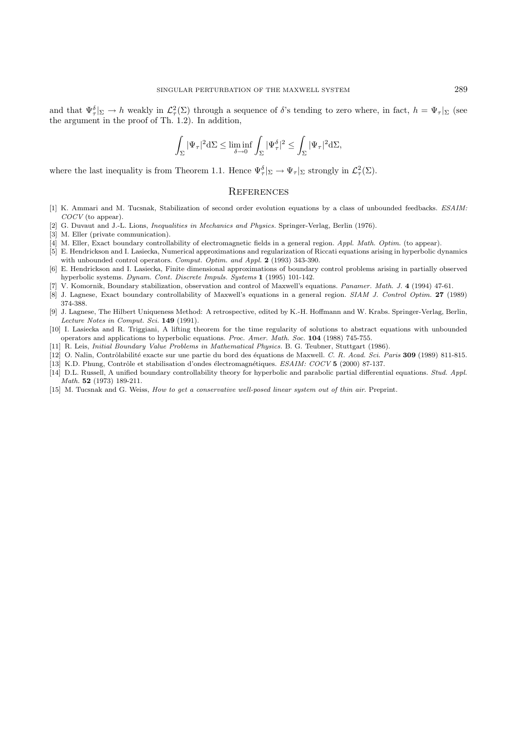and that $\Psi_\tau^\delta|_\Sigma \to h$ weakly in $\mathcal{L}^2_\tau(\Sigma)$ through a sequence of $\delta$'s tending to zero where, in fact, $h = \Psi_\tau|_\Sigma$ (see the argument in the proof of Th. 1.2). In addition,

$$\int_\Sigma |\Psi_\tau|^2 \mathrm{d}\Sigma \leq \liminf_{\delta \to 0} \int_\Sigma |\Psi_\tau^\delta|^2 \leq \int_\Sigma |\Psi_\tau|^2 \mathrm{d}\Sigma,$$

where the last inequality is from Theorem 1.1. Hence $\Psi_\tau^\delta|_\Sigma \to \Psi_\tau|_\Sigma$ strongly in $\mathcal{L}^2_\tau(\Sigma)$.

## References

[1] K. Ammari and M. Tucsnak, Stabilization of second order evolution equations by a class of unbounded feedbacks. *ESAIM: COCV* (to appear).

[2] G. Duvaut and J.-L. Lions, *Inequalities in Mechanics and Physics*. Springer-Verlag, Berlin (1976).

[3] M. Eller (private communication).

[4] M. Eller, Exact boundary controllability of electromagnetic fields in a general region. *Appl. Math. Optim.* (to appear).

[5] E. Hendrickson and I. Lasiecka, Numerical approximations and regularization of Riccati equations arising in hyperbolic dynamics with unbounded control operators. *Comput. Optim. and Appl.* **2** (1993) 343-390.

[6] E. Hendrickson and I. Lasiecka, Finite dimensional approximations of boundary control problems arising in partially observed hyperbolic systems. *Dynam. Cont. Discrete Impuls. Systems* **1** (1995) 101-142.

[7] V. Komornik, Boundary stabilization, observation and control of Maxwell's equations. *Panamer. Math. J.* **4** (1994) 47-61.

[8] J. Lagnese, Exact boundary controllability of Maxwell's equations in a general region. *SIAM J. Control Optim.* **27** (1989) 374-388.

[9] J. Lagnese, The Hilbert Uniqueness Method: A retrospective, edited by K.-H. Hoffmann and W. Krabs. Springer-Verlag, Berlin, *Lecture Notes in Comput. Sci.* **149** (1991).

[10] I. Lasiecka and R. Triggiani, A lifting theorem for the time regularity of solutions to abstract equations with unbounded operators and applications to hyperbolic equations. *Proc. Amer. Math. Soc.* **104** (1988) 745-755.

[11] R. Leis, *Initial Boundary Value Problems in Mathematical Physics*. B. G. Teubner, Stuttgart (1986).

[12] O. Nalin, Contrôlabilité exacte sur une partie du bord des équations de Maxwell. *C. R. Acad. Sci. Paris* **309** (1989) 811-815.

[13] K.D. Phung, Contrôle et stabilisation d'ondes électromagnétiques. *ESAIM: COCV* **5** (2000) 87-137.

[14] D.L. Russell, A unified boundary controllability theory for hyperbolic and parabolic partial differential equations. *Stud. Appl. Math.* **52** (1973) 189-211.

[15] M. Tucsnak and G. Weiss, *How to get a conservative well-posed linear system out of thin air*. Preprint.